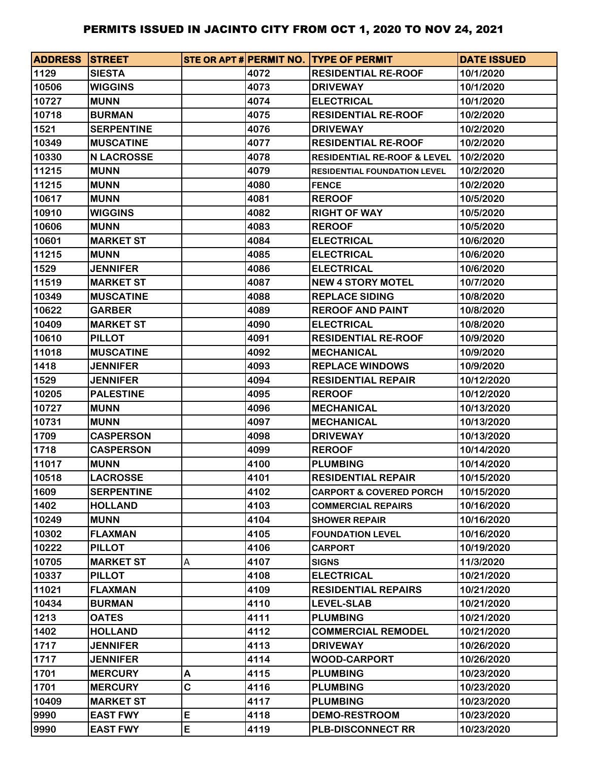# PERMITS ISSUED IN JACINTO CITY FROM OCT 1, 2020 TO NOV 24, 2021

| ADDRESS | STREET | STE OR APT # | PERMIT NO. | TYPE OF PERMIT | DATE ISSUED |
|---|---|---|---|---|---|
| 1129 | SIESTA | | 4072 | RESIDENTIAL RE-ROOF | 10/1/2020 |
| 10506 | WIGGINS | | 4073 | DRIVEWAY | 10/1/2020 |
| 10727 | MUNN | | 4074 | ELECTRICAL | 10/1/2020 |
| 10718 | BURMAN | | 4075 | RESIDENTIAL RE-ROOF | 10/2/2020 |
| 1521 | SERPENTINE | | 4076 | DRIVEWAY | 10/2/2020 |
| 10349 | MUSCATINE | | 4077 | RESIDENTIAL RE-ROOF | 10/2/2020 |
| 10330 | N LACROSSE | | 4078 | RESIDENTIAL RE-ROOF & LEVEL | 10/2/2020 |
| 11215 | MUNN | | 4079 | RESIDENTIAL FOUNDATION LEVEL | 10/2/2020 |
| 11215 | MUNN | | 4080 | FENCE | 10/2/2020 |
| 10617 | MUNN | | 4081 | REROOF | 10/5/2020 |
| 10910 | WIGGINS | | 4082 | RIGHT OF WAY | 10/5/2020 |
| 10606 | MUNN | | 4083 | REROOF | 10/5/2020 |
| 10601 | MARKET ST | | 4084 | ELECTRICAL | 10/6/2020 |
| 11215 | MUNN | | 4085 | ELECTRICAL | 10/6/2020 |
| 1529 | JENNIFER | | 4086 | ELECTRICAL | 10/6/2020 |
| 11519 | MARKET ST | | 4087 | NEW 4 STORY MOTEL | 10/7/2020 |
| 10349 | MUSCATINE | | 4088 | REPLACE SIDING | 10/8/2020 |
| 10622 | GARBER | | 4089 | REROOF AND PAINT | 10/8/2020 |
| 10409 | MARKET ST | | 4090 | ELECTRICAL | 10/8/2020 |
| 10610 | PILLOT | | 4091 | RESIDENTIAL RE-ROOF | 10/9/2020 |
| 11018 | MUSCATINE | | 4092 | MECHANICAL | 10/9/2020 |
| 1418 | JENNIFER | | 4093 | REPLACE WINDOWS | 10/9/2020 |
| 1529 | JENNIFER | | 4094 | RESIDENTIAL REPAIR | 10/12/2020 |
| 10205 | PALESTINE | | 4095 | REROOF | 10/12/2020 |
| 10727 | MUNN | | 4096 | MECHANICAL | 10/13/2020 |
| 10731 | MUNN | | 4097 | MECHANICAL | 10/13/2020 |
| 1709 | CASPERSON | | 4098 | DRIVEWAY | 10/13/2020 |
| 1718 | CASPERSON | | 4099 | REROOF | 10/14/2020 |
| 11017 | MUNN | | 4100 | PLUMBING | 10/14/2020 |
| 10518 | LACROSSE | | 4101 | RESIDENTIAL REPAIR | 10/15/2020 |
| 1609 | SERPENTINE | | 4102 | CARPORT & COVERED PORCH | 10/15/2020 |
| 1402 | HOLLAND | | 4103 | COMMERCIAL REPAIRS | 10/16/2020 |
| 10249 | MUNN | | 4104 | SHOWER REPAIR | 10/16/2020 |
| 10302 | FLAXMAN | | 4105 | FOUNDATION LEVEL | 10/16/2020 |
| 10222 | PILLOT | | 4106 | CARPORT | 10/19/2020 |
| 10705 | MARKET ST | A | 4107 | SIGNS | 11/3/2020 |
| 10337 | PILLOT | | 4108 | ELECTRICAL | 10/21/2020 |
| 11021 | FLAXMAN | | 4109 | RESIDENTIAL REPAIRS | 10/21/2020 |
| 10434 | BURMAN | | 4110 | LEVEL-SLAB | 10/21/2020 |
| 1213 | OATES | | 4111 | PLUMBING | 10/21/2020 |
| 1402 | HOLLAND | | 4112 | COMMERCIAL REMODEL | 10/21/2020 |
| 1717 | JENNIFER | | 4113 | DRIVEWAY | 10/26/2020 |
| 1717 | JENNIFER | | 4114 | WOOD-CARPORT | 10/26/2020 |
| 1701 | MERCURY | A | 4115 | PLUMBING | 10/23/2020 |
| 1701 | MERCURY | C | 4116 | PLUMBING | 10/23/2020 |
| 10409 | MARKET ST | | 4117 | PLUMBING | 10/23/2020 |
| 9990 | EAST FWY | E | 4118 | DEMO-RESTROOM | 10/23/2020 |
| 9990 | EAST FWY | E | 4119 | PLB-DISCONNECT RR | 10/23/2020 |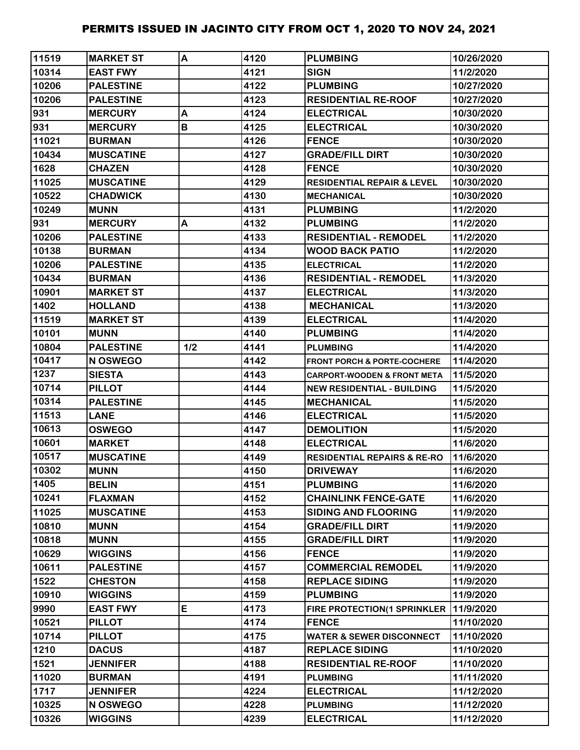# PERMITS ISSUED IN JACINTO CITY FROM OCT 1, 2020 TO NOV 24, 2021

| | | | | | |
|---|---|---|---|---|---|
| 11519 | MARKET ST | A | 4120 | PLUMBING | 10/26/2020 |
| 10314 | EAST FWY | | 4121 | SIGN | 11/2/2020 |
| 10206 | PALESTINE | | 4122 | PLUMBING | 10/27/2020 |
| 10206 | PALESTINE | | 4123 | RESIDENTIAL RE-ROOF | 10/27/2020 |
| 931 | MERCURY | A | 4124 | ELECTRICAL | 10/30/2020 |
| 931 | MERCURY | B | 4125 | ELECTRICAL | 10/30/2020 |
| 11021 | BURMAN | | 4126 | FENCE | 10/30/2020 |
| 10434 | MUSCATINE | | 4127 | GRADE/FILL DIRT | 10/30/2020 |
| 1628 | CHAZEN | | 4128 | FENCE | 10/30/2020 |
| 11025 | MUSCATINE | | 4129 | RESIDENTIAL REPAIR & LEVEL | 10/30/2020 |
| 10522 | CHADWICK | | 4130 | MECHANICAL | 10/30/2020 |
| 10249 | MUNN | | 4131 | PLUMBING | 11/2/2020 |
| 931 | MERCURY | A | 4132 | PLUMBING | 11/2/2020 |
| 10206 | PALESTINE | | 4133 | RESIDENTIAL - REMODEL | 11/2/2020 |
| 10138 | BURMAN | | 4134 | WOOD BACK PATIO | 11/2/2020 |
| 10206 | PALESTINE | | 4135 | ELECTRICAL | 11/2/2020 |
| 10434 | BURMAN | | 4136 | RESIDENTIAL - REMODEL | 11/3/2020 |
| 10901 | MARKET ST | | 4137 | ELECTRICAL | 11/3/2020 |
| 1402 | HOLLAND | | 4138 | MECHANICAL | 11/3/2020 |
| 11519 | MARKET ST | | 4139 | ELECTRICAL | 11/4/2020 |
| 10101 | MUNN | | 4140 | PLUMBING | 11/4/2020 |
| 10804 | PALESTINE | 1/2 | 4141 | PLUMBING | 11/4/2020 |
| 10417 | N OSWEGO | | 4142 | FRONT PORCH & PORTE-COCHERE | 11/4/2020 |
| 1237 | SIESTA | | 4143 | CARPORT-WOODEN & FRONT META | 11/5/2020 |
| 10714 | PILLOT | | 4144 | NEW RESIDENTIAL - BUILDING | 11/5/2020 |
| 10314 | PALESTINE | | 4145 | MECHANICAL | 11/5/2020 |
| 11513 | LANE | | 4146 | ELECTRICAL | 11/5/2020 |
| 10613 | OSWEGO | | 4147 | DEMOLITION | 11/5/2020 |
| 10601 | MARKET | | 4148 | ELECTRICAL | 11/6/2020 |
| 10517 | MUSCATINE | | 4149 | RESIDENTIAL REPAIRS & RE-RO | 11/6/2020 |
| 10302 | MUNN | | 4150 | DRIVEWAY | 11/6/2020 |
| 1405 | BELIN | | 4151 | PLUMBING | 11/6/2020 |
| 10241 | FLAXMAN | | 4152 | CHAINLINK FENCE-GATE | 11/6/2020 |
| 11025 | MUSCATINE | | 4153 | SIDING AND FLOORING | 11/9/2020 |
| 10810 | MUNN | | 4154 | GRADE/FILL DIRT | 11/9/2020 |
| 10818 | MUNN | | 4155 | GRADE/FILL DIRT | 11/9/2020 |
| 10629 | WIGGINS | | 4156 | FENCE | 11/9/2020 |
| 10611 | PALESTINE | | 4157 | COMMERCIAL REMODEL | 11/9/2020 |
| 1522 | CHESTON | | 4158 | REPLACE SIDING | 11/9/2020 |
| 10910 | WIGGINS | | 4159 | PLUMBING | 11/9/2020 |
| 9990 | EAST FWY | E | 4173 | FIRE PROTECTION(1 SPRINKLER | 11/9/2020 |
| 10521 | PILLOT | | 4174 | FENCE | 11/10/2020 |
| 10714 | PILLOT | | 4175 | WATER & SEWER DISCONNECT | 11/10/2020 |
| 1210 | DACUS | | 4187 | REPLACE SIDING | 11/10/2020 |
| 1521 | JENNIFER | | 4188 | RESIDENTIAL RE-ROOF | 11/10/2020 |
| 11020 | BURMAN | | 4191 | PLUMBING | 11/11/2020 |
| 1717 | JENNIFER | | 4224 | ELECTRICAL | 11/12/2020 |
| 10325 | N OSWEGO | | 4228 | PLUMBING | 11/12/2020 |
| 10326 | WIGGINS | | 4239 | ELECTRICAL | 11/12/2020 |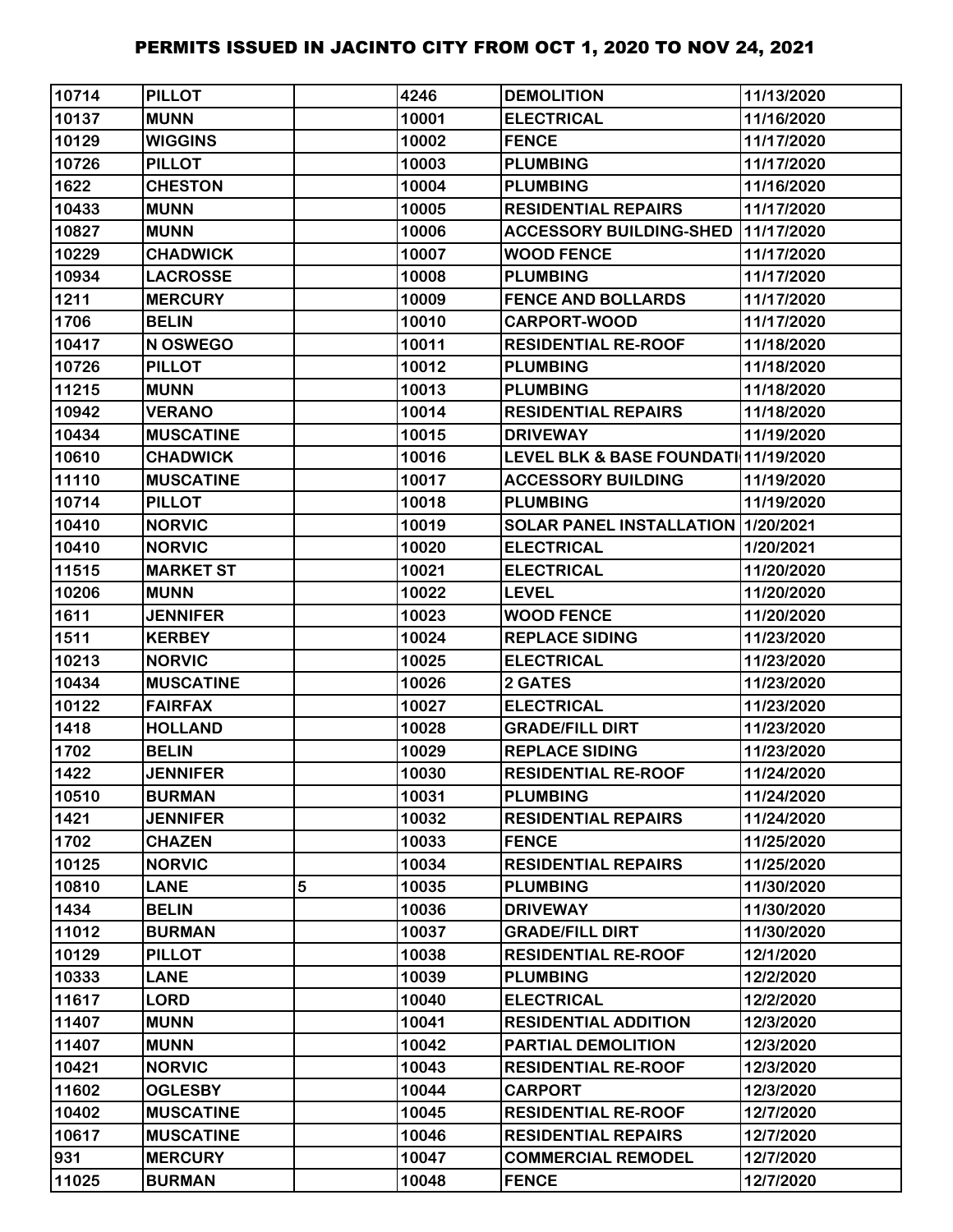# PERMITS ISSUED IN JACINTO CITY FROM OCT 1, 2020 TO NOV 24, 2021

| | | | | | |
|---|---|---|---|---|---|
| 10714 | PILLOT | | 4246 | DEMOLITION | 11/13/2020 |
| 10137 | MUNN | | 10001 | ELECTRICAL | 11/16/2020 |
| 10129 | WIGGINS | | 10002 | FENCE | 11/17/2020 |
| 10726 | PILLOT | | 10003 | PLUMBING | 11/17/2020 |
| 1622 | CHESTON | | 10004 | PLUMBING | 11/16/2020 |
| 10433 | MUNN | | 10005 | RESIDENTIAL REPAIRS | 11/17/2020 |
| 10827 | MUNN | | 10006 | ACCESSORY BUILDING-SHED | 11/17/2020 |
| 10229 | CHADWICK | | 10007 | WOOD FENCE | 11/17/2020 |
| 10934 | LACROSSE | | 10008 | PLUMBING | 11/17/2020 |
| 1211 | MERCURY | | 10009 | FENCE AND BOLLARDS | 11/17/2020 |
| 1706 | BELIN | | 10010 | CARPORT-WOOD | 11/17/2020 |
| 10417 | N OSWEGO | | 10011 | RESIDENTIAL RE-ROOF | 11/18/2020 |
| 10726 | PILLOT | | 10012 | PLUMBING | 11/18/2020 |
| 11215 | MUNN | | 10013 | PLUMBING | 11/18/2020 |
| 10942 | VERANO | | 10014 | RESIDENTIAL REPAIRS | 11/18/2020 |
| 10434 | MUSCATINE | | 10015 | DRIVEWAY | 11/19/2020 |
| 10610 | CHADWICK | | 10016 | LEVEL BLK & BASE FOUNDATI | 11/19/2020 |
| 11110 | MUSCATINE | | 10017 | ACCESSORY BUILDING | 11/19/2020 |
| 10714 | PILLOT | | 10018 | PLUMBING | 11/19/2020 |
| 10410 | NORVIC | | 10019 | SOLAR PANEL INSTALLATION | 1/20/2021 |
| 10410 | NORVIC | | 10020 | ELECTRICAL | 1/20/2021 |
| 11515 | MARKET ST | | 10021 | ELECTRICAL | 11/20/2020 |
| 10206 | MUNN | | 10022 | LEVEL | 11/20/2020 |
| 1611 | JENNIFER | | 10023 | WOOD FENCE | 11/20/2020 |
| 1511 | KERBEY | | 10024 | REPLACE SIDING | 11/23/2020 |
| 10213 | NORVIC | | 10025 | ELECTRICAL | 11/23/2020 |
| 10434 | MUSCATINE | | 10026 | 2 GATES | 11/23/2020 |
| 10122 | FAIRFAX | | 10027 | ELECTRICAL | 11/23/2020 |
| 1418 | HOLLAND | | 10028 | GRADE/FILL DIRT | 11/23/2020 |
| 1702 | BELIN | | 10029 | REPLACE SIDING | 11/23/2020 |
| 1422 | JENNIFER | | 10030 | RESIDENTIAL RE-ROOF | 11/24/2020 |
| 10510 | BURMAN | | 10031 | PLUMBING | 11/24/2020 |
| 1421 | JENNIFER | | 10032 | RESIDENTIAL REPAIRS | 11/24/2020 |
| 1702 | CHAZEN | | 10033 | FENCE | 11/25/2020 |
| 10125 | NORVIC | | 10034 | RESIDENTIAL REPAIRS | 11/25/2020 |
| 10810 | LANE | 5 | 10035 | PLUMBING | 11/30/2020 |
| 1434 | BELIN | | 10036 | DRIVEWAY | 11/30/2020 |
| 11012 | BURMAN | | 10037 | GRADE/FILL DIRT | 11/30/2020 |
| 10129 | PILLOT | | 10038 | RESIDENTIAL RE-ROOF | 12/1/2020 |
| 10333 | LANE | | 10039 | PLUMBING | 12/2/2020 |
| 11617 | LORD | | 10040 | ELECTRICAL | 12/2/2020 |
| 11407 | MUNN | | 10041 | RESIDENTIAL ADDITION | 12/3/2020 |
| 11407 | MUNN | | 10042 | PARTIAL DEMOLITION | 12/3/2020 |
| 10421 | NORVIC | | 10043 | RESIDENTIAL RE-ROOF | 12/3/2020 |
| 11602 | OGLESBY | | 10044 | CARPORT | 12/3/2020 |
| 10402 | MUSCATINE | | 10045 | RESIDENTIAL RE-ROOF | 12/7/2020 |
| 10617 | MUSCATINE | | 10046 | RESIDENTIAL REPAIRS | 12/7/2020 |
| 931 | MERCURY | | 10047 | COMMERCIAL REMODEL | 12/7/2020 |
| 11025 | BURMAN | | 10048 | FENCE | 12/7/2020 |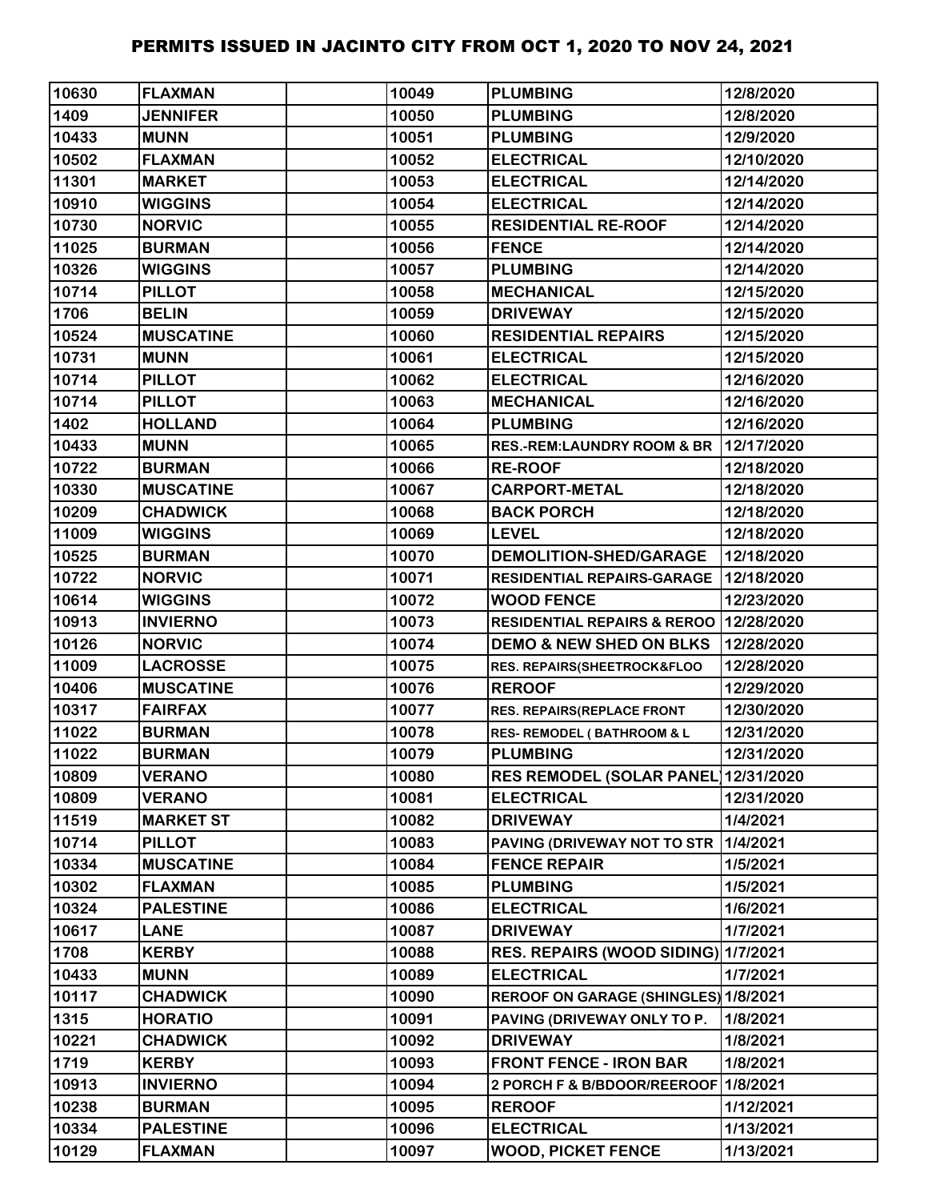# PERMITS ISSUED IN JACINTO CITY FROM OCT 1, 2020 TO NOV 24, 2021

| | | | | | |
|---|---|---|---|---|---|
| 10630 | FLAXMAN | | 10049 | PLUMBING | 12/8/2020 |
| 1409 | JENNIFER | | 10050 | PLUMBING | 12/8/2020 |
| 10433 | MUNN | | 10051 | PLUMBING | 12/9/2020 |
| 10502 | FLAXMAN | | 10052 | ELECTRICAL | 12/10/2020 |
| 11301 | MARKET | | 10053 | ELECTRICAL | 12/14/2020 |
| 10910 | WIGGINS | | 10054 | ELECTRICAL | 12/14/2020 |
| 10730 | NORVIC | | 10055 | RESIDENTIAL RE-ROOF | 12/14/2020 |
| 11025 | BURMAN | | 10056 | FENCE | 12/14/2020 |
| 10326 | WIGGINS | | 10057 | PLUMBING | 12/14/2020 |
| 10714 | PILLOT | | 10058 | MECHANICAL | 12/15/2020 |
| 1706 | BELIN | | 10059 | DRIVEWAY | 12/15/2020 |
| 10524 | MUSCATINE | | 10060 | RESIDENTIAL REPAIRS | 12/15/2020 |
| 10731 | MUNN | | 10061 | ELECTRICAL | 12/15/2020 |
| 10714 | PILLOT | | 10062 | ELECTRICAL | 12/16/2020 |
| 10714 | PILLOT | | 10063 | MECHANICAL | 12/16/2020 |
| 1402 | HOLLAND | | 10064 | PLUMBING | 12/16/2020 |
| 10433 | MUNN | | 10065 | RES.-REM:LAUNDRY ROOM & BR | 12/17/2020 |
| 10722 | BURMAN | | 10066 | RE-ROOF | 12/18/2020 |
| 10330 | MUSCATINE | | 10067 | CARPORT-METAL | 12/18/2020 |
| 10209 | CHADWICK | | 10068 | BACK PORCH | 12/18/2020 |
| 11009 | WIGGINS | | 10069 | LEVEL | 12/18/2020 |
| 10525 | BURMAN | | 10070 | DEMOLITION-SHED/GARAGE | 12/18/2020 |
| 10722 | NORVIC | | 10071 | RESIDENTIAL REPAIRS-GARAGE | 12/18/2020 |
| 10614 | WIGGINS | | 10072 | WOOD FENCE | 12/23/2020 |
| 10913 | INVIERNO | | 10073 | RESIDENTIAL REPAIRS & REROO | 12/28/2020 |
| 10126 | NORVIC | | 10074 | DEMO & NEW SHED ON BLKS | 12/28/2020 |
| 11009 | LACROSSE | | 10075 | RES. REPAIRS(SHEETROCK&FLOO | 12/28/2020 |
| 10406 | MUSCATINE | | 10076 | REROOF | 12/29/2020 |
| 10317 | FAIRFAX | | 10077 | RES. REPAIRS(REPLACE FRONT | 12/30/2020 |
| 11022 | BURMAN | | 10078 | RES- REMODEL ( BATHROOM & L | 12/31/2020 |
| 11022 | BURMAN | | 10079 | PLUMBING | 12/31/2020 |
| 10809 | VERANO | | 10080 | RES REMODEL (SOLAR PANEL) | 12/31/2020 |
| 10809 | VERANO | | 10081 | ELECTRICAL | 12/31/2020 |
| 11519 | MARKET ST | | 10082 | DRIVEWAY | 1/4/2021 |
| 10714 | PILLOT | | 10083 | PAVING (DRIVEWAY NOT TO STR | 1/4/2021 |
| 10334 | MUSCATINE | | 10084 | FENCE REPAIR | 1/5/2021 |
| 10302 | FLAXMAN | | 10085 | PLUMBING | 1/5/2021 |
| 10324 | PALESTINE | | 10086 | ELECTRICAL | 1/6/2021 |
| 10617 | LANE | | 10087 | DRIVEWAY | 1/7/2021 |
| 1708 | KERBY | | 10088 | RES. REPAIRS (WOOD SIDING) | 1/7/2021 |
| 10433 | MUNN | | 10089 | ELECTRICAL | 1/7/2021 |
| 10117 | CHADWICK | | 10090 | REROOF ON GARAGE (SHINGLES) | 1/8/2021 |
| 1315 | HORATIO | | 10091 | PAVING (DRIVEWAY ONLY TO P. | 1/8/2021 |
| 10221 | CHADWICK | | 10092 | DRIVEWAY | 1/8/2021 |
| 1719 | KERBY | | 10093 | FRONT FENCE - IRON BAR | 1/8/2021 |
| 10913 | INVIERNO | | 10094 | 2 PORCH F & B/BDOOR/REEROOF | 1/8/2021 |
| 10238 | BURMAN | | 10095 | REROOF | 1/12/2021 |
| 10334 | PALESTINE | | 10096 | ELECTRICAL | 1/13/2021 |
| 10129 | FLAXMAN | | 10097 | WOOD, PICKET FENCE | 1/13/2021 |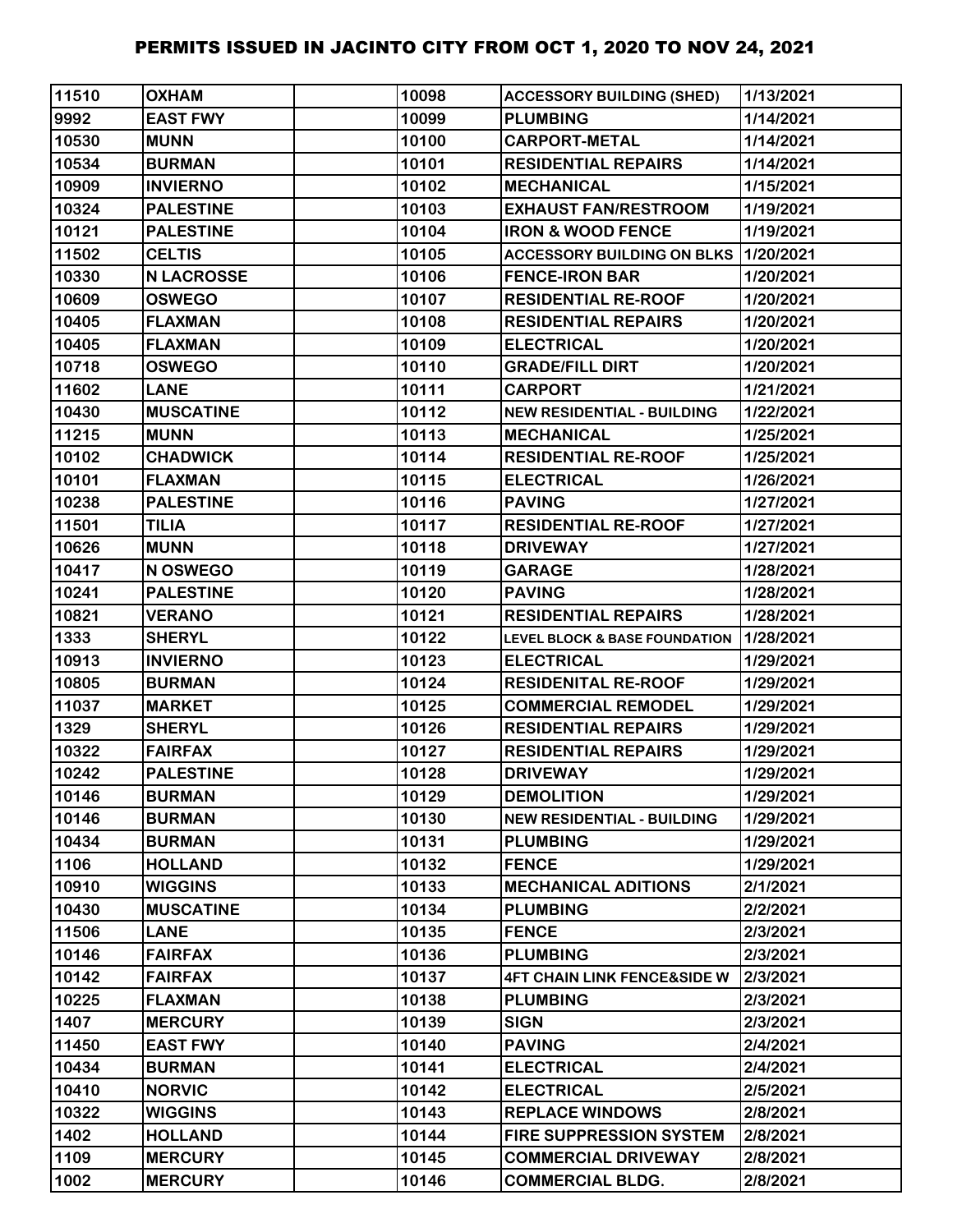# PERMITS ISSUED IN JACINTO CITY FROM OCT 1, 2020 TO NOV 24, 2021

| | | | | | |
|---|---|---|---|---|---|
| 11510 | OXHAM | | 10098 | ACCESSORY BUILDING (SHED) | 1/13/2021 |
| 9992 | EAST FWY | | 10099 | PLUMBING | 1/14/2021 |
| 10530 | MUNN | | 10100 | CARPORT-METAL | 1/14/2021 |
| 10534 | BURMAN | | 10101 | RESIDENTIAL REPAIRS | 1/14/2021 |
| 10909 | INVIERNO | | 10102 | MECHANICAL | 1/15/2021 |
| 10324 | PALESTINE | | 10103 | EXHAUST FAN/RESTROOM | 1/19/2021 |
| 10121 | PALESTINE | | 10104 | IRON & WOOD FENCE | 1/19/2021 |
| 11502 | CELTIS | | 10105 | ACCESSORY BUILDING ON BLKS | 1/20/2021 |
| 10330 | N LACROSSE | | 10106 | FENCE-IRON BAR | 1/20/2021 |
| 10609 | OSWEGO | | 10107 | RESIDENTIAL RE-ROOF | 1/20/2021 |
| 10405 | FLAXMAN | | 10108 | RESIDENTIAL REPAIRS | 1/20/2021 |
| 10405 | FLAXMAN | | 10109 | ELECTRICAL | 1/20/2021 |
| 10718 | OSWEGO | | 10110 | GRADE/FILL DIRT | 1/20/2021 |
| 11602 | LANE | | 10111 | CARPORT | 1/21/2021 |
| 10430 | MUSCATINE | | 10112 | NEW RESIDENTIAL - BUILDING | 1/22/2021 |
| 11215 | MUNN | | 10113 | MECHANICAL | 1/25/2021 |
| 10102 | CHADWICK | | 10114 | RESIDENTIAL RE-ROOF | 1/25/2021 |
| 10101 | FLAXMAN | | 10115 | ELECTRICAL | 1/26/2021 |
| 10238 | PALESTINE | | 10116 | PAVING | 1/27/2021 |
| 11501 | TILIA | | 10117 | RESIDENTIAL RE-ROOF | 1/27/2021 |
| 10626 | MUNN | | 10118 | DRIVEWAY | 1/27/2021 |
| 10417 | N OSWEGO | | 10119 | GARAGE | 1/28/2021 |
| 10241 | PALESTINE | | 10120 | PAVING | 1/28/2021 |
| 10821 | VERANO | | 10121 | RESIDENTIAL REPAIRS | 1/28/2021 |
| 1333 | SHERYL | | 10122 | LEVEL BLOCK & BASE FOUNDATION | 1/28/2021 |
| 10913 | INVIERNO | | 10123 | ELECTRICAL | 1/29/2021 |
| 10805 | BURMAN | | 10124 | RESIDENITAL RE-ROOF | 1/29/2021 |
| 11037 | MARKET | | 10125 | COMMERCIAL REMODEL | 1/29/2021 |
| 1329 | SHERYL | | 10126 | RESIDENTIAL REPAIRS | 1/29/2021 |
| 10322 | FAIRFAX | | 10127 | RESIDENTIAL REPAIRS | 1/29/2021 |
| 10242 | PALESTINE | | 10128 | DRIVEWAY | 1/29/2021 |
| 10146 | BURMAN | | 10129 | DEMOLITION | 1/29/2021 |
| 10146 | BURMAN | | 10130 | NEW RESIDENTIAL - BUILDING | 1/29/2021 |
| 10434 | BURMAN | | 10131 | PLUMBING | 1/29/2021 |
| 1106 | HOLLAND | | 10132 | FENCE | 1/29/2021 |
| 10910 | WIGGINS | | 10133 | MECHANICAL ADITIONS | 2/1/2021 |
| 10430 | MUSCATINE | | 10134 | PLUMBING | 2/2/2021 |
| 11506 | LANE | | 10135 | FENCE | 2/3/2021 |
| 10146 | FAIRFAX | | 10136 | PLUMBING | 2/3/2021 |
| 10142 | FAIRFAX | | 10137 | 4FT CHAIN LINK FENCE&SIDE W | 2/3/2021 |
| 10225 | FLAXMAN | | 10138 | PLUMBING | 2/3/2021 |
| 1407 | MERCURY | | 10139 | SIGN | 2/3/2021 |
| 11450 | EAST FWY | | 10140 | PAVING | 2/4/2021 |
| 10434 | BURMAN | | 10141 | ELECTRICAL | 2/4/2021 |
| 10410 | NORVIC | | 10142 | ELECTRICAL | 2/5/2021 |
| 10322 | WIGGINS | | 10143 | REPLACE WINDOWS | 2/8/2021 |
| 1402 | HOLLAND | | 10144 | FIRE SUPPRESSION SYSTEM | 2/8/2021 |
| 1109 | MERCURY | | 10145 | COMMERCIAL DRIVEWAY | 2/8/2021 |
| 1002 | MERCURY | | 10146 | COMMERCIAL BLDG. | 2/8/2021 |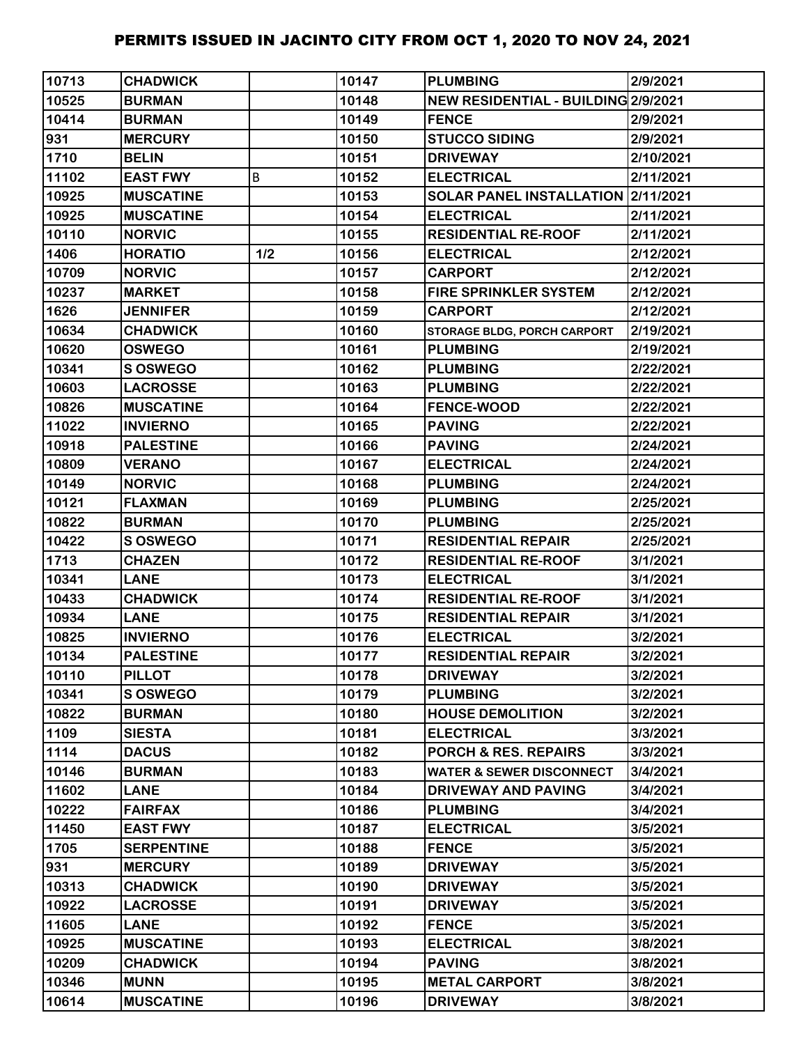# PERMITS ISSUED IN JACINTO CITY FROM OCT 1, 2020 TO NOV 24, 2021

| | | | | | |
|---|---|---|---|---|---|
| 10713 | CHADWICK | | 10147 | PLUMBING | 2/9/2021 |
| 10525 | BURMAN | | 10148 | NEW RESIDENTIAL - BUILDING | 2/9/2021 |
| 10414 | BURMAN | | 10149 | FENCE | 2/9/2021 |
| 931 | MERCURY | | 10150 | STUCCO SIDING | 2/9/2021 |
| 1710 | BELIN | | 10151 | DRIVEWAY | 2/10/2021 |
| 11102 | EAST FWY | B | 10152 | ELECTRICAL | 2/11/2021 |
| 10925 | MUSCATINE | | 10153 | SOLAR PANEL INSTALLATION | 2/11/2021 |
| 10925 | MUSCATINE | | 10154 | ELECTRICAL | 2/11/2021 |
| 10110 | NORVIC | | 10155 | RESIDENTIAL RE-ROOF | 2/11/2021 |
| 1406 | HORATIO | 1/2 | 10156 | ELECTRICAL | 2/12/2021 |
| 10709 | NORVIC | | 10157 | CARPORT | 2/12/2021 |
| 10237 | MARKET | | 10158 | FIRE SPRINKLER SYSTEM | 2/12/2021 |
| 1626 | JENNIFER | | 10159 | CARPORT | 2/12/2021 |
| 10634 | CHADWICK | | 10160 | STORAGE BLDG, PORCH CARPORT | 2/19/2021 |
| 10620 | OSWEGO | | 10161 | PLUMBING | 2/19/2021 |
| 10341 | S OSWEGO | | 10162 | PLUMBING | 2/22/2021 |
| 10603 | LACROSSE | | 10163 | PLUMBING | 2/22/2021 |
| 10826 | MUSCATINE | | 10164 | FENCE-WOOD | 2/22/2021 |
| 11022 | INVIERNO | | 10165 | PAVING | 2/22/2021 |
| 10918 | PALESTINE | | 10166 | PAVING | 2/24/2021 |
| 10809 | VERANO | | 10167 | ELECTRICAL | 2/24/2021 |
| 10149 | NORVIC | | 10168 | PLUMBING | 2/24/2021 |
| 10121 | FLAXMAN | | 10169 | PLUMBING | 2/25/2021 |
| 10822 | BURMAN | | 10170 | PLUMBING | 2/25/2021 |
| 10422 | S OSWEGO | | 10171 | RESIDENTIAL REPAIR | 2/25/2021 |
| 1713 | CHAZEN | | 10172 | RESIDENTIAL RE-ROOF | 3/1/2021 |
| 10341 | LANE | | 10173 | ELECTRICAL | 3/1/2021 |
| 10433 | CHADWICK | | 10174 | RESIDENTIAL RE-ROOF | 3/1/2021 |
| 10934 | LANE | | 10175 | RESIDENTIAL REPAIR | 3/1/2021 |
| 10825 | INVIERNO | | 10176 | ELECTRICAL | 3/2/2021 |
| 10134 | PALESTINE | | 10177 | RESIDENTIAL REPAIR | 3/2/2021 |
| 10110 | PILLOT | | 10178 | DRIVEWAY | 3/2/2021 |
| 10341 | S OSWEGO | | 10179 | PLUMBING | 3/2/2021 |
| 10822 | BURMAN | | 10180 | HOUSE DEMOLITION | 3/2/2021 |
| 1109 | SIESTA | | 10181 | ELECTRICAL | 3/3/2021 |
| 1114 | DACUS | | 10182 | PORCH & RES. REPAIRS | 3/3/2021 |
| 10146 | BURMAN | | 10183 | WATER & SEWER DISCONNECT | 3/4/2021 |
| 11602 | LANE | | 10184 | DRIVEWAY AND PAVING | 3/4/2021 |
| 10222 | FAIRFAX | | 10186 | PLUMBING | 3/4/2021 |
| 11450 | EAST FWY | | 10187 | ELECTRICAL | 3/5/2021 |
| 1705 | SERPENTINE | | 10188 | FENCE | 3/5/2021 |
| 931 | MERCURY | | 10189 | DRIVEWAY | 3/5/2021 |
| 10313 | CHADWICK | | 10190 | DRIVEWAY | 3/5/2021 |
| 10922 | LACROSSE | | 10191 | DRIVEWAY | 3/5/2021 |
| 11605 | LANE | | 10192 | FENCE | 3/5/2021 |
| 10925 | MUSCATINE | | 10193 | ELECTRICAL | 3/8/2021 |
| 10209 | CHADWICK | | 10194 | PAVING | 3/8/2021 |
| 10346 | MUNN | | 10195 | METAL CARPORT | 3/8/2021 |
| 10614 | MUSCATINE | | 10196 | DRIVEWAY | 3/8/2021 |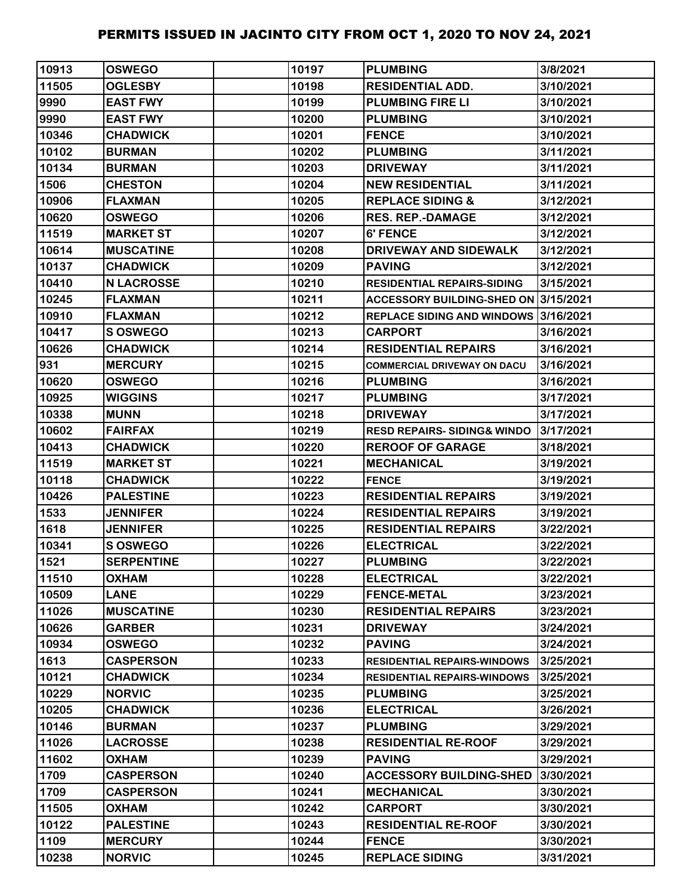# PERMITS ISSUED IN JACINTO CITY FROM OCT 1, 2020 TO NOV 24, 2021

| | | | | | |
|---|---|---|---|---|---|
| 10913 | OSWEGO | | 10197 | PLUMBING | 3/8/2021 |
| 11505 | OGLESBY | | 10198 | RESIDENTIAL ADD. | 3/10/2021 |
| 9990 | EAST FWY | | 10199 | PLUMBING FIRE LI | 3/10/2021 |
| 9990 | EAST FWY | | 10200 | PLUMBING | 3/10/2021 |
| 10346 | CHADWICK | | 10201 | FENCE | 3/10/2021 |
| 10102 | BURMAN | | 10202 | PLUMBING | 3/11/2021 |
| 10134 | BURMAN | | 10203 | DRIVEWAY | 3/11/2021 |
| 1506 | CHESTON | | 10204 | NEW RESIDENTIAL | 3/11/2021 |
| 10906 | FLAXMAN | | 10205 | REPLACE SIDING & | 3/12/2021 |
| 10620 | OSWEGO | | 10206 | RES. REP.-DAMAGE | 3/12/2021 |
| 11519 | MARKET ST | | 10207 | 6' FENCE | 3/12/2021 |
| 10614 | MUSCATINE | | 10208 | DRIVEWAY AND SIDEWALK | 3/12/2021 |
| 10137 | CHADWICK | | 10209 | PAVING | 3/12/2021 |
| 10410 | N LACROSSE | | 10210 | RESIDENTIAL REPAIRS-SIDING | 3/15/2021 |
| 10245 | FLAXMAN | | 10211 | ACCESSORY BUILDING-SHED ON | 3/15/2021 |
| 10910 | FLAXMAN | | 10212 | REPLACE SIDING AND WINDOWS | 3/16/2021 |
| 10417 | S OSWEGO | | 10213 | CARPORT | 3/16/2021 |
| 10626 | CHADWICK | | 10214 | RESIDENTIAL REPAIRS | 3/16/2021 |
| 931 | MERCURY | | 10215 | COMMERCIAL DRIVEWAY ON DACU | 3/16/2021 |
| 10620 | OSWEGO | | 10216 | PLUMBING | 3/16/2021 |
| 10925 | WIGGINS | | 10217 | PLUMBING | 3/17/2021 |
| 10338 | MUNN | | 10218 | DRIVEWAY | 3/17/2021 |
| 10602 | FAIRFAX | | 10219 | RESD REPAIRS- SIDING& WINDO | 3/17/2021 |
| 10413 | CHADWICK | | 10220 | REROOF OF GARAGE | 3/18/2021 |
| 11519 | MARKET ST | | 10221 | MECHANICAL | 3/19/2021 |
| 10118 | CHADWICK | | 10222 | FENCE | 3/19/2021 |
| 10426 | PALESTINE | | 10223 | RESIDENTIAL REPAIRS | 3/19/2021 |
| 1533 | JENNIFER | | 10224 | RESIDENTIAL REPAIRS | 3/19/2021 |
| 1618 | JENNIFER | | 10225 | RESIDENTIAL REPAIRS | 3/22/2021 |
| 10341 | S OSWEGO | | 10226 | ELECTRICAL | 3/22/2021 |
| 1521 | SERPENTINE | | 10227 | PLUMBING | 3/22/2021 |
| 11510 | OXHAM | | 10228 | ELECTRICAL | 3/22/2021 |
| 10509 | LANE | | 10229 | FENCE-METAL | 3/23/2021 |
| 11026 | MUSCATINE | | 10230 | RESIDENTIAL REPAIRS | 3/23/2021 |
| 10626 | GARBER | | 10231 | DRIVEWAY | 3/24/2021 |
| 10934 | OSWEGO | | 10232 | PAVING | 3/24/2021 |
| 1613 | CASPERSON | | 10233 | RESIDENTIAL REPAIRS-WINDOWS | 3/25/2021 |
| 10121 | CHADWICK | | 10234 | RESIDENTIAL REPAIRS-WINDOWS | 3/25/2021 |
| 10229 | NORVIC | | 10235 | PLUMBING | 3/25/2021 |
| 10205 | CHADWICK | | 10236 | ELECTRICAL | 3/26/2021 |
| 10146 | BURMAN | | 10237 | PLUMBING | 3/29/2021 |
| 11026 | LACROSSE | | 10238 | RESIDENTIAL RE-ROOF | 3/29/2021 |
| 11602 | OXHAM | | 10239 | PAVING | 3/29/2021 |
| 1709 | CASPERSON | | 10240 | ACCESSORY BUILDING-SHED | 3/30/2021 |
| 1709 | CASPERSON | | 10241 | MECHANICAL | 3/30/2021 |
| 11505 | OXHAM | | 10242 | CARPORT | 3/30/2021 |
| 10122 | PALESTINE | | 10243 | RESIDENTIAL RE-ROOF | 3/30/2021 |
| 1109 | MERCURY | | 10244 | FENCE | 3/30/2021 |
| 10238 | NORVIC | | 10245 | REPLACE SIDING | 3/31/2021 |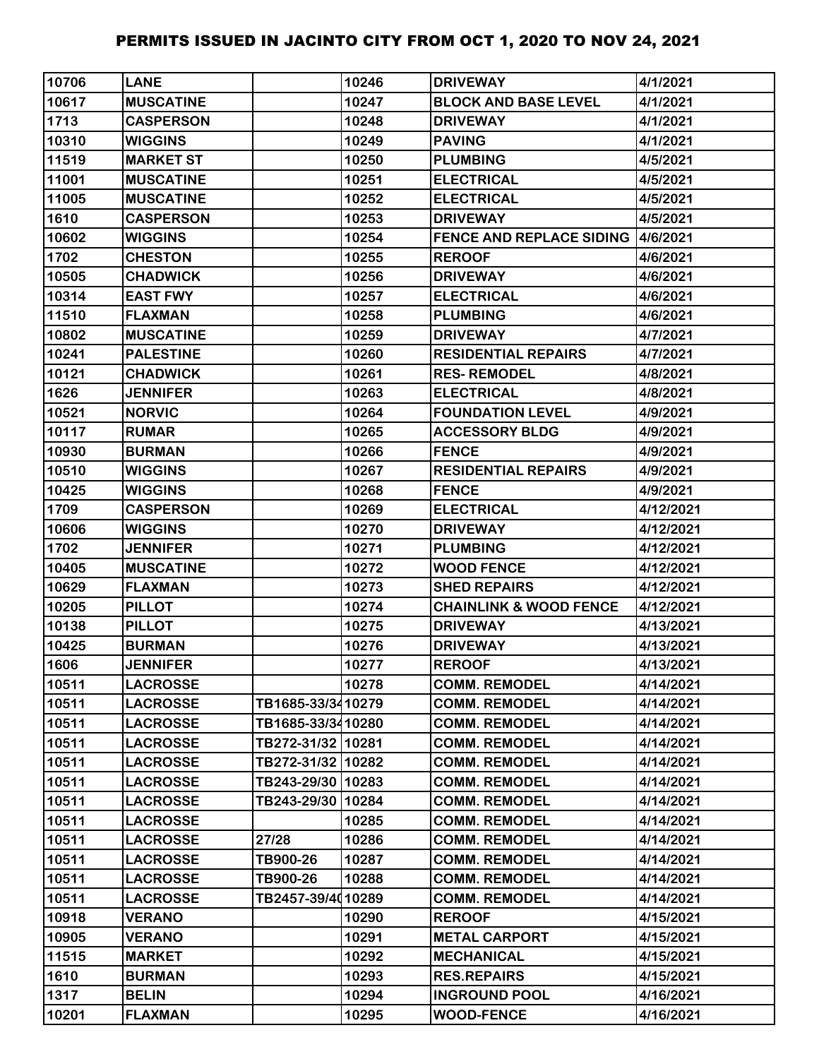# PERMITS ISSUED IN JACINTO CITY FROM OCT 1, 2020 TO NOV 24, 2021

| | | | | | |
|---|---|---|---|---|---|
| 10706 | LANE | | 10246 | DRIVEWAY | 4/1/2021 |
| 10617 | MUSCATINE | | 10247 | BLOCK AND BASE LEVEL | 4/1/2021 |
| 1713 | CASPERSON | | 10248 | DRIVEWAY | 4/1/2021 |
| 10310 | WIGGINS | | 10249 | PAVING | 4/1/2021 |
| 11519 | MARKET ST | | 10250 | PLUMBING | 4/5/2021 |
| 11001 | MUSCATINE | | 10251 | ELECTRICAL | 4/5/2021 |
| 11005 | MUSCATINE | | 10252 | ELECTRICAL | 4/5/2021 |
| 1610 | CASPERSON | | 10253 | DRIVEWAY | 4/5/2021 |
| 10602 | WIGGINS | | 10254 | FENCE AND REPLACE SIDING | 4/6/2021 |
| 1702 | CHESTON | | 10255 | REROOF | 4/6/2021 |
| 10505 | CHADWICK | | 10256 | DRIVEWAY | 4/6/2021 |
| 10314 | EAST FWY | | 10257 | ELECTRICAL | 4/6/2021 |
| 11510 | FLAXMAN | | 10258 | PLUMBING | 4/6/2021 |
| 10802 | MUSCATINE | | 10259 | DRIVEWAY | 4/7/2021 |
| 10241 | PALESTINE | | 10260 | RESIDENTIAL REPAIRS | 4/7/2021 |
| 10121 | CHADWICK | | 10261 | RES- REMODEL | 4/8/2021 |
| 1626 | JENNIFER | | 10263 | ELECTRICAL | 4/8/2021 |
| 10521 | NORVIC | | 10264 | FOUNDATION LEVEL | 4/9/2021 |
| 10117 | RUMAR | | 10265 | ACCESSORY BLDG | 4/9/2021 |
| 10930 | BURMAN | | 10266 | FENCE | 4/9/2021 |
| 10510 | WIGGINS | | 10267 | RESIDENTIAL REPAIRS | 4/9/2021 |
| 10425 | WIGGINS | | 10268 | FENCE | 4/9/2021 |
| 1709 | CASPERSON | | 10269 | ELECTRICAL | 4/12/2021 |
| 10606 | WIGGINS | | 10270 | DRIVEWAY | 4/12/2021 |
| 1702 | JENNIFER | | 10271 | PLUMBING | 4/12/2021 |
| 10405 | MUSCATINE | | 10272 | WOOD FENCE | 4/12/2021 |
| 10629 | FLAXMAN | | 10273 | SHED REPAIRS | 4/12/2021 |
| 10205 | PILLOT | | 10274 | CHAINLINK & WOOD FENCE | 4/12/2021 |
| 10138 | PILLOT | | 10275 | DRIVEWAY | 4/13/2021 |
| 10425 | BURMAN | | 10276 | DRIVEWAY | 4/13/2021 |
| 1606 | JENNIFER | | 10277 | REROOF | 4/13/2021 |
| 10511 | LACROSSE | | 10278 | COMM. REMODEL | 4/14/2021 |
| 10511 | LACROSSE | TB1685-33/34 | 10279 | COMM. REMODEL | 4/14/2021 |
| 10511 | LACROSSE | TB1685-33/34 | 10280 | COMM. REMODEL | 4/14/2021 |
| 10511 | LACROSSE | TB272-31/32 | 10281 | COMM. REMODEL | 4/14/2021 |
| 10511 | LACROSSE | TB272-31/32 | 10282 | COMM. REMODEL | 4/14/2021 |
| 10511 | LACROSSE | TB243-29/30 | 10283 | COMM. REMODEL | 4/14/2021 |
| 10511 | LACROSSE | TB243-29/30 | 10284 | COMM. REMODEL | 4/14/2021 |
| 10511 | LACROSSE | | 10285 | COMM. REMODEL | 4/14/2021 |
| 10511 | LACROSSE | 27/28 | 10286 | COMM. REMODEL | 4/14/2021 |
| 10511 | LACROSSE | TB900-26 | 10287 | COMM. REMODEL | 4/14/2021 |
| 10511 | LACROSSE | TB900-26 | 10288 | COMM. REMODEL | 4/14/2021 |
| 10511 | LACROSSE | TB2457-39/40 | 10289 | COMM. REMODEL | 4/14/2021 |
| 10918 | VERANO | | 10290 | REROOF | 4/15/2021 |
| 10905 | VERANO | | 10291 | METAL CARPORT | 4/15/2021 |
| 11515 | MARKET | | 10292 | MECHANICAL | 4/15/2021 |
| 1610 | BURMAN | | 10293 | RES.REPAIRS | 4/15/2021 |
| 1317 | BELIN | | 10294 | INGROUND POOL | 4/16/2021 |
| 10201 | FLAXMAN | | 10295 | WOOD-FENCE | 4/16/2021 |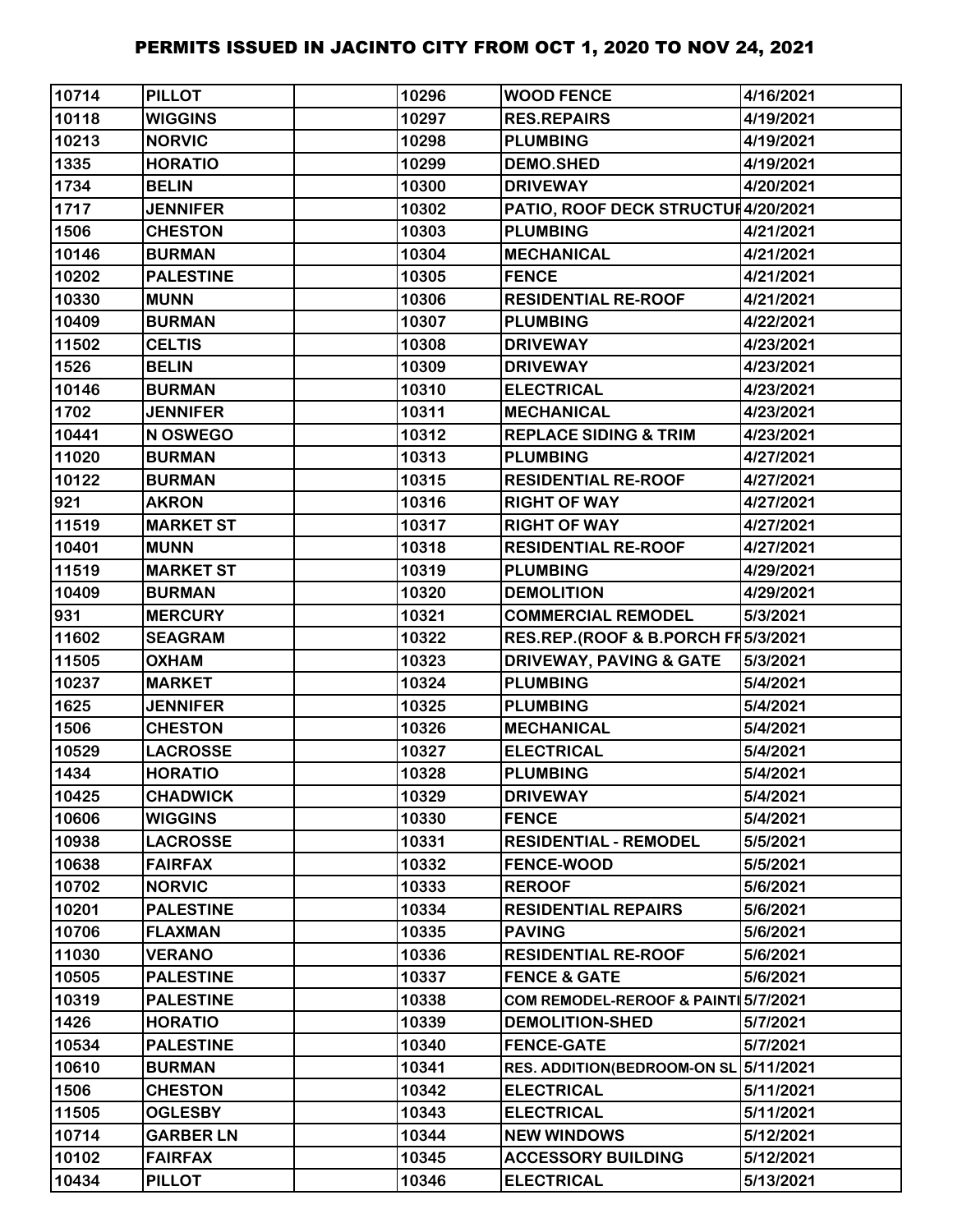# PERMITS ISSUED IN JACINTO CITY FROM OCT 1, 2020 TO NOV 24, 2021

| | | | | | |
|---|---|---|---|---|---|
| 10714 | PILLOT | | 10296 | WOOD FENCE | 4/16/2021 |
| 10118 | WIGGINS | | 10297 | RES.REPAIRS | 4/19/2021 |
| 10213 | NORVIC | | 10298 | PLUMBING | 4/19/2021 |
| 1335 | HORATIO | | 10299 | DEMO.SHED | 4/19/2021 |
| 1734 | BELIN | | 10300 | DRIVEWAY | 4/20/2021 |
| 1717 | JENNIFER | | 10302 | PATIO, ROOF DECK STRUCTUR | 4/20/2021 |
| 1506 | CHESTON | | 10303 | PLUMBING | 4/21/2021 |
| 10146 | BURMAN | | 10304 | MECHANICAL | 4/21/2021 |
| 10202 | PALESTINE | | 10305 | FENCE | 4/21/2021 |
| 10330 | MUNN | | 10306 | RESIDENTIAL RE-ROOF | 4/21/2021 |
| 10409 | BURMAN | | 10307 | PLUMBING | 4/22/2021 |
| 11502 | CELTIS | | 10308 | DRIVEWAY | 4/23/2021 |
| 1526 | BELIN | | 10309 | DRIVEWAY | 4/23/2021 |
| 10146 | BURMAN | | 10310 | ELECTRICAL | 4/23/2021 |
| 1702 | JENNIFER | | 10311 | MECHANICAL | 4/23/2021 |
| 10441 | N OSWEGO | | 10312 | REPLACE SIDING & TRIM | 4/23/2021 |
| 11020 | BURMAN | | 10313 | PLUMBING | 4/27/2021 |
| 10122 | BURMAN | | 10315 | RESIDENTIAL RE-ROOF | 4/27/2021 |
| 921 | AKRON | | 10316 | RIGHT OF WAY | 4/27/2021 |
| 11519 | MARKET ST | | 10317 | RIGHT OF WAY | 4/27/2021 |
| 10401 | MUNN | | 10318 | RESIDENTIAL RE-ROOF | 4/27/2021 |
| 11519 | MARKET ST | | 10319 | PLUMBING | 4/29/2021 |
| 10409 | BURMAN | | 10320 | DEMOLITION | 4/29/2021 |
| 931 | MERCURY | | 10321 | COMMERCIAL REMODEL | 5/3/2021 |
| 11602 | SEAGRAM | | 10322 | RES.REP.(ROOF & B.PORCH FR | 5/3/2021 |
| 11505 | OXHAM | | 10323 | DRIVEWAY, PAVING & GATE | 5/3/2021 |
| 10237 | MARKET | | 10324 | PLUMBING | 5/4/2021 |
| 1625 | JENNIFER | | 10325 | PLUMBING | 5/4/2021 |
| 1506 | CHESTON | | 10326 | MECHANICAL | 5/4/2021 |
| 10529 | LACROSSE | | 10327 | ELECTRICAL | 5/4/2021 |
| 1434 | HORATIO | | 10328 | PLUMBING | 5/4/2021 |
| 10425 | CHADWICK | | 10329 | DRIVEWAY | 5/4/2021 |
| 10606 | WIGGINS | | 10330 | FENCE | 5/4/2021 |
| 10938 | LACROSSE | | 10331 | RESIDENTIAL - REMODEL | 5/5/2021 |
| 10638 | FAIRFAX | | 10332 | FENCE-WOOD | 5/5/2021 |
| 10702 | NORVIC | | 10333 | REROOF | 5/6/2021 |
| 10201 | PALESTINE | | 10334 | RESIDENTIAL REPAIRS | 5/6/2021 |
| 10706 | FLAXMAN | | 10335 | PAVING | 5/6/2021 |
| 11030 | VERANO | | 10336 | RESIDENTIAL RE-ROOF | 5/6/2021 |
| 10505 | PALESTINE | | 10337 | FENCE & GATE | 5/6/2021 |
| 10319 | PALESTINE | | 10338 | COM REMODEL-REROOF & PAINTI | 5/7/2021 |
| 1426 | HORATIO | | 10339 | DEMOLITION-SHED | 5/7/2021 |
| 10534 | PALESTINE | | 10340 | FENCE-GATE | 5/7/2021 |
| 10610 | BURMAN | | 10341 | RES. ADDITION(BEDROOM-ON SL | 5/11/2021 |
| 1506 | CHESTON | | 10342 | ELECTRICAL | 5/11/2021 |
| 11505 | OGLESBY | | 10343 | ELECTRICAL | 5/11/2021 |
| 10714 | GARBER LN | | 10344 | NEW WINDOWS | 5/12/2021 |
| 10102 | FAIRFAX | | 10345 | ACCESSORY BUILDING | 5/12/2021 |
| 10434 | PILLOT | | 10346 | ELECTRICAL | 5/13/2021 |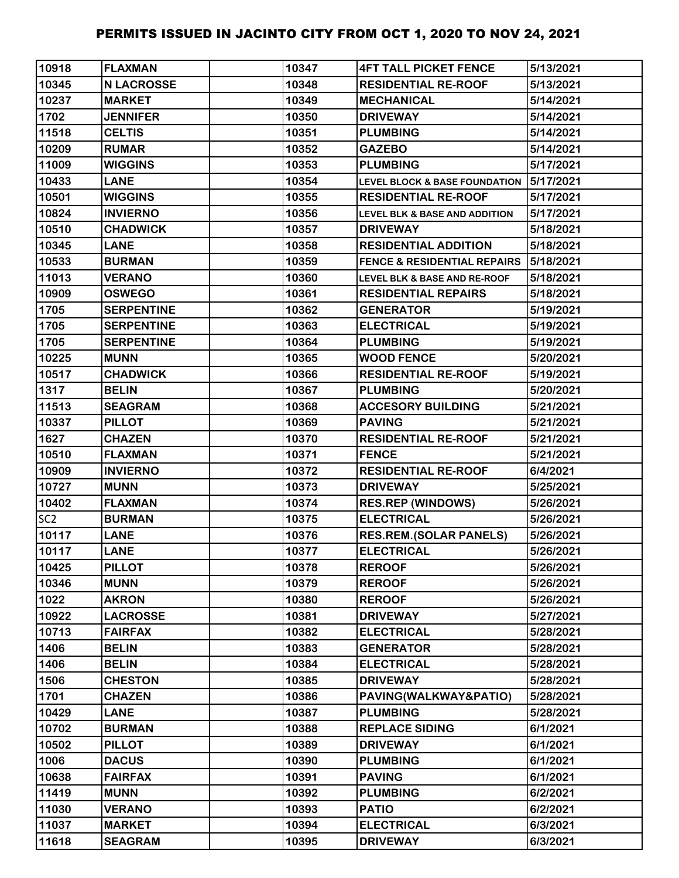# PERMITS ISSUED IN JACINTO CITY FROM OCT 1, 2020 TO NOV 24, 2021

| | | | | | |
|---|---|---|---|---|---|
| 10918 | FLAXMAN | | 10347 | 4FT TALL PICKET FENCE | 5/13/2021 |
| 10345 | N LACROSSE | | 10348 | RESIDENTIAL RE-ROOF | 5/13/2021 |
| 10237 | MARKET | | 10349 | MECHANICAL | 5/14/2021 |
| 1702 | JENNIFER | | 10350 | DRIVEWAY | 5/14/2021 |
| 11518 | CELTIS | | 10351 | PLUMBING | 5/14/2021 |
| 10209 | RUMAR | | 10352 | GAZEBO | 5/14/2021 |
| 11009 | WIGGINS | | 10353 | PLUMBING | 5/17/2021 |
| 10433 | LANE | | 10354 | LEVEL BLOCK & BASE FOUNDATION | 5/17/2021 |
| 10501 | WIGGINS | | 10355 | RESIDENTIAL RE-ROOF | 5/17/2021 |
| 10824 | INVIERNO | | 10356 | LEVEL BLK & BASE AND ADDITION | 5/17/2021 |
| 10510 | CHADWICK | | 10357 | DRIVEWAY | 5/18/2021 |
| 10345 | LANE | | 10358 | RESIDENTIAL ADDITION | 5/18/2021 |
| 10533 | BURMAN | | 10359 | FENCE & RESIDENTIAL REPAIRS | 5/18/2021 |
| 11013 | VERANO | | 10360 | LEVEL BLK & BASE AND RE-ROOF | 5/18/2021 |
| 10909 | OSWEGO | | 10361 | RESIDENTIAL REPAIRS | 5/18/2021 |
| 1705 | SERPENTINE | | 10362 | GENERATOR | 5/19/2021 |
| 1705 | SERPENTINE | | 10363 | ELECTRICAL | 5/19/2021 |
| 1705 | SERPENTINE | | 10364 | PLUMBING | 5/19/2021 |
| 10225 | MUNN | | 10365 | WOOD FENCE | 5/20/2021 |
| 10517 | CHADWICK | | 10366 | RESIDENTIAL RE-ROOF | 5/19/2021 |
| 1317 | BELIN | | 10367 | PLUMBING | 5/20/2021 |
| 11513 | SEAGRAM | | 10368 | ACCESORY BUILDING | 5/21/2021 |
| 10337 | PILLOT | | 10369 | PAVING | 5/21/2021 |
| 1627 | CHAZEN | | 10370 | RESIDENTIAL RE-ROOF | 5/21/2021 |
| 10510 | FLAXMAN | | 10371 | FENCE | 5/21/2021 |
| 10909 | INVIERNO | | 10372 | RESIDENTIAL RE-ROOF | 6/4/2021 |
| 10727 | MUNN | | 10373 | DRIVEWAY | 5/25/2021 |
| 10402 | FLAXMAN | | 10374 | RES.REP (WINDOWS) | 5/26/2021 |
| SC2 | BURMAN | | 10375 | ELECTRICAL | 5/26/2021 |
| 10117 | LANE | | 10376 | RES.REM.(SOLAR PANELS) | 5/26/2021 |
| 10117 | LANE | | 10377 | ELECTRICAL | 5/26/2021 |
| 10425 | PILLOT | | 10378 | REROOF | 5/26/2021 |
| 10346 | MUNN | | 10379 | REROOF | 5/26/2021 |
| 1022 | AKRON | | 10380 | REROOF | 5/26/2021 |
| 10922 | LACROSSE | | 10381 | DRIVEWAY | 5/27/2021 |
| 10713 | FAIRFAX | | 10382 | ELECTRICAL | 5/28/2021 |
| 1406 | BELIN | | 10383 | GENERATOR | 5/28/2021 |
| 1406 | BELIN | | 10384 | ELECTRICAL | 5/28/2021 |
| 1506 | CHESTON | | 10385 | DRIVEWAY | 5/28/2021 |
| 1701 | CHAZEN | | 10386 | PAVING(WALKWAY&PATIO) | 5/28/2021 |
| 10429 | LANE | | 10387 | PLUMBING | 5/28/2021 |
| 10702 | BURMAN | | 10388 | REPLACE SIDING | 6/1/2021 |
| 10502 | PILLOT | | 10389 | DRIVEWAY | 6/1/2021 |
| 1006 | DACUS | | 10390 | PLUMBING | 6/1/2021 |
| 10638 | FAIRFAX | | 10391 | PAVING | 6/1/2021 |
| 11419 | MUNN | | 10392 | PLUMBING | 6/2/2021 |
| 11030 | VERANO | | 10393 | PATIO | 6/2/2021 |
| 11037 | MARKET | | 10394 | ELECTRICAL | 6/3/2021 |
| 11618 | SEAGRAM | | 10395 | DRIVEWAY | 6/3/2021 |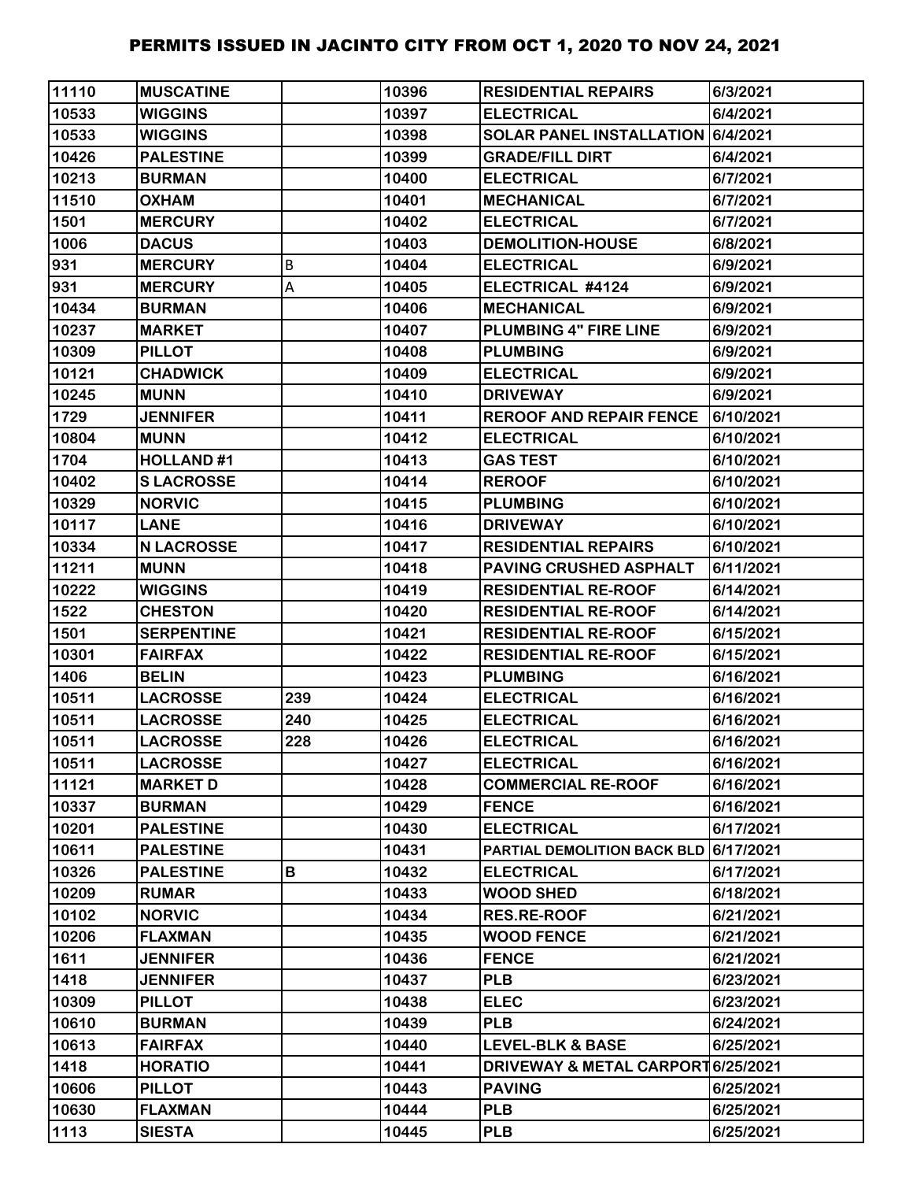| | | | | | |
|---|---|---|---|---|---|
| 11110 | MUSCATINE | | 10396 | RESIDENTIAL REPAIRS | 6/3/2021 |
| 10533 | WIGGINS | | 10397 | ELECTRICAL | 6/4/2021 |
| 10533 | WIGGINS | | 10398 | SOLAR PANEL INSTALLATION | 6/4/2021 |
| 10426 | PALESTINE | | 10399 | GRADE/FILL DIRT | 6/4/2021 |
| 10213 | BURMAN | | 10400 | ELECTRICAL | 6/7/2021 |
| 11510 | OXHAM | | 10401 | MECHANICAL | 6/7/2021 |
| 1501 | MERCURY | | 10402 | ELECTRICAL | 6/7/2021 |
| 1006 | DACUS | | 10403 | DEMOLITION-HOUSE | 6/8/2021 |
| 931 | MERCURY | B | 10404 | ELECTRICAL | 6/9/2021 |
| 931 | MERCURY | A | 10405 | ELECTRICAL #4124 | 6/9/2021 |
| 10434 | BURMAN | | 10406 | MECHANICAL | 6/9/2021 |
| 10237 | MARKET | | 10407 | PLUMBING 4" FIRE LINE | 6/9/2021 |
| 10309 | PILLOT | | 10408 | PLUMBING | 6/9/2021 |
| 10121 | CHADWICK | | 10409 | ELECTRICAL | 6/9/2021 |
| 10245 | MUNN | | 10410 | DRIVEWAY | 6/9/2021 |
| 1729 | JENNIFER | | 10411 | REROOF AND REPAIR FENCE | 6/10/2021 |
| 10804 | MUNN | | 10412 | ELECTRICAL | 6/10/2021 |
| 1704 | HOLLAND #1 | | 10413 | GAS TEST | 6/10/2021 |
| 10402 | S LACROSSE | | 10414 | REROOF | 6/10/2021 |
| 10329 | NORVIC | | 10415 | PLUMBING | 6/10/2021 |
| 10117 | LANE | | 10416 | DRIVEWAY | 6/10/2021 |
| 10334 | N LACROSSE | | 10417 | RESIDENTIAL REPAIRS | 6/10/2021 |
| 11211 | MUNN | | 10418 | PAVING CRUSHED ASPHALT | 6/11/2021 |
| 10222 | WIGGINS | | 10419 | RESIDENTIAL RE-ROOF | 6/14/2021 |
| 1522 | CHESTON | | 10420 | RESIDENTIAL RE-ROOF | 6/14/2021 |
| 1501 | SERPENTINE | | 10421 | RESIDENTIAL RE-ROOF | 6/15/2021 |
| 10301 | FAIRFAX | | 10422 | RESIDENTIAL RE-ROOF | 6/15/2021 |
| 1406 | BELIN | | 10423 | PLUMBING | 6/16/2021 |
| 10511 | LACROSSE | 239 | 10424 | ELECTRICAL | 6/16/2021 |
| 10511 | LACROSSE | 240 | 10425 | ELECTRICAL | 6/16/2021 |
| 10511 | LACROSSE | 228 | 10426 | ELECTRICAL | 6/16/2021 |
| 10511 | LACROSSE | | 10427 | ELECTRICAL | 6/16/2021 |
| 11121 | MARKET D | | 10428 | COMMERCIAL RE-ROOF | 6/16/2021 |
| 10337 | BURMAN | | 10429 | FENCE | 6/16/2021 |
| 10201 | PALESTINE | | 10430 | ELECTRICAL | 6/17/2021 |
| 10611 | PALESTINE | | 10431 | PARTIAL DEMOLITION BACK BLD | 6/17/2021 |
| 10326 | PALESTINE | B | 10432 | ELECTRICAL | 6/17/2021 |
| 10209 | RUMAR | | 10433 | WOOD SHED | 6/18/2021 |
| 10102 | NORVIC | | 10434 | RES.RE-ROOF | 6/21/2021 |
| 10206 | FLAXMAN | | 10435 | WOOD FENCE | 6/21/2021 |
| 1611 | JENNIFER | | 10436 | FENCE | 6/21/2021 |
| 1418 | JENNIFER | | 10437 | PLB | 6/23/2021 |
| 10309 | PILLOT | | 10438 | ELEC | 6/23/2021 |
| 10610 | BURMAN | | 10439 | PLB | 6/24/2021 |
| 10613 | FAIRFAX | | 10440 | LEVEL-BLK & BASE | 6/25/2021 |
| 1418 | HORATIO | | 10441 | DRIVEWAY & METAL CARPORT | 6/25/2021 |
| 10606 | PILLOT | | 10443 | PAVING | 6/25/2021 |
| 10630 | FLAXMAN | | 10444 | PLB | 6/25/2021 |
| 1113 | SIESTA | | 10445 | PLB | 6/25/2021 |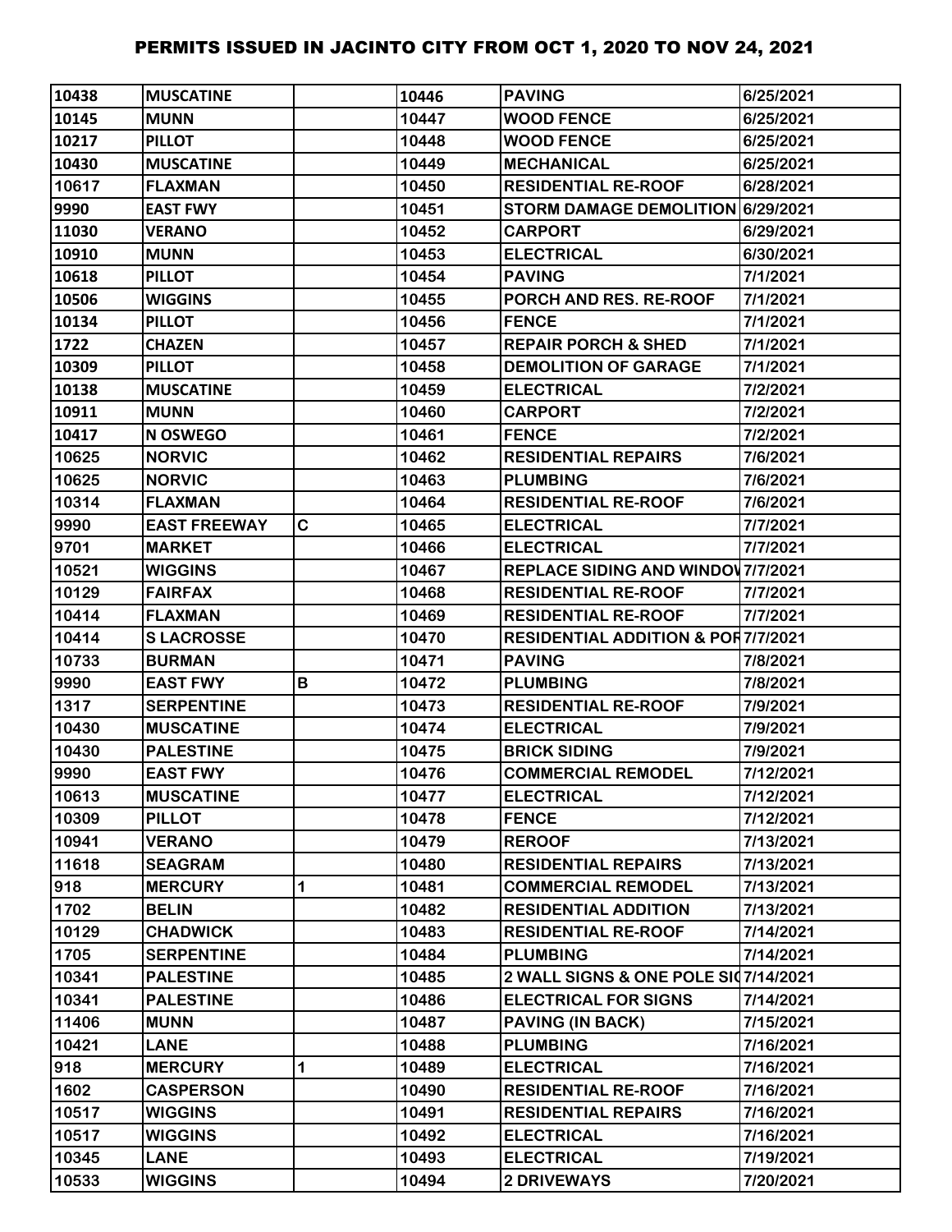# PERMITS ISSUED IN JACINTO CITY FROM OCT 1, 2020 TO NOV 24, 2021

| | | | | | |
|---|---|---|---|---|---|
| 10438 | MUSCATINE | | 10446 | PAVING | 6/25/2021 |
| 10145 | MUNN | | 10447 | WOOD FENCE | 6/25/2021 |
| 10217 | PILLOT | | 10448 | WOOD FENCE | 6/25/2021 |
| 10430 | MUSCATINE | | 10449 | MECHANICAL | 6/25/2021 |
| 10617 | FLAXMAN | | 10450 | RESIDENTIAL RE-ROOF | 6/28/2021 |
| 9990 | EAST FWY | | 10451 | STORM DAMAGE DEMOLITION | 6/29/2021 |
| 11030 | VERANO | | 10452 | CARPORT | 6/29/2021 |
| 10910 | MUNN | | 10453 | ELECTRICAL | 6/30/2021 |
| 10618 | PILLOT | | 10454 | PAVING | 7/1/2021 |
| 10506 | WIGGINS | | 10455 | PORCH AND RES. RE-ROOF | 7/1/2021 |
| 10134 | PILLOT | | 10456 | FENCE | 7/1/2021 |
| 1722 | CHAZEN | | 10457 | REPAIR PORCH & SHED | 7/1/2021 |
| 10309 | PILLOT | | 10458 | DEMOLITION OF GARAGE | 7/1/2021 |
| 10138 | MUSCATINE | | 10459 | ELECTRICAL | 7/2/2021 |
| 10911 | MUNN | | 10460 | CARPORT | 7/2/2021 |
| 10417 | N OSWEGO | | 10461 | FENCE | 7/2/2021 |
| 10625 | NORVIC | | 10462 | RESIDENTIAL REPAIRS | 7/6/2021 |
| 10625 | NORVIC | | 10463 | PLUMBING | 7/6/2021 |
| 10314 | FLAXMAN | | 10464 | RESIDENTIAL RE-ROOF | 7/6/2021 |
| 9990 | EAST FREEWAY | C | 10465 | ELECTRICAL | 7/7/2021 |
| 9701 | MARKET | | 10466 | ELECTRICAL | 7/7/2021 |
| 10521 | WIGGINS | | 10467 | REPLACE SIDING AND WINDOW | 7/7/2021 |
| 10129 | FAIRFAX | | 10468 | RESIDENTIAL RE-ROOF | 7/7/2021 |
| 10414 | FLAXMAN | | 10469 | RESIDENTIAL RE-ROOF | 7/7/2021 |
| 10414 | S LACROSSE | | 10470 | RESIDENTIAL ADDITION & POR | 7/7/2021 |
| 10733 | BURMAN | | 10471 | PAVING | 7/8/2021 |
| 9990 | EAST FWY | B | 10472 | PLUMBING | 7/8/2021 |
| 1317 | SERPENTINE | | 10473 | RESIDENTIAL RE-ROOF | 7/9/2021 |
| 10430 | MUSCATINE | | 10474 | ELECTRICAL | 7/9/2021 |
| 10430 | PALESTINE | | 10475 | BRICK SIDING | 7/9/2021 |
| 9990 | EAST FWY | | 10476 | COMMERCIAL REMODEL | 7/12/2021 |
| 10613 | MUSCATINE | | 10477 | ELECTRICAL | 7/12/2021 |
| 10309 | PILLOT | | 10478 | FENCE | 7/12/2021 |
| 10941 | VERANO | | 10479 | REROOF | 7/13/2021 |
| 11618 | SEAGRAM | | 10480 | RESIDENTIAL REPAIRS | 7/13/2021 |
| 918 | MERCURY | 1 | 10481 | COMMERCIAL REMODEL | 7/13/2021 |
| 1702 | BELIN | | 10482 | RESIDENTIAL ADDITION | 7/13/2021 |
| 10129 | CHADWICK | | 10483 | RESIDENTIAL RE-ROOF | 7/14/2021 |
| 1705 | SERPENTINE | | 10484 | PLUMBING | 7/14/2021 |
| 10341 | PALESTINE | | 10485 | 2 WALL SIGNS & ONE POLE SIG | 7/14/2021 |
| 10341 | PALESTINE | | 10486 | ELECTRICAL FOR SIGNS | 7/14/2021 |
| 11406 | MUNN | | 10487 | PAVING (IN BACK) | 7/15/2021 |
| 10421 | LANE | | 10488 | PLUMBING | 7/16/2021 |
| 918 | MERCURY | 1 | 10489 | ELECTRICAL | 7/16/2021 |
| 1602 | CASPERSON | | 10490 | RESIDENTIAL RE-ROOF | 7/16/2021 |
| 10517 | WIGGINS | | 10491 | RESIDENTIAL REPAIRS | 7/16/2021 |
| 10517 | WIGGINS | | 10492 | ELECTRICAL | 7/16/2021 |
| 10345 | LANE | | 10493 | ELECTRICAL | 7/19/2021 |
| 10533 | WIGGINS | | 10494 | 2 DRIVEWAYS | 7/20/2021 |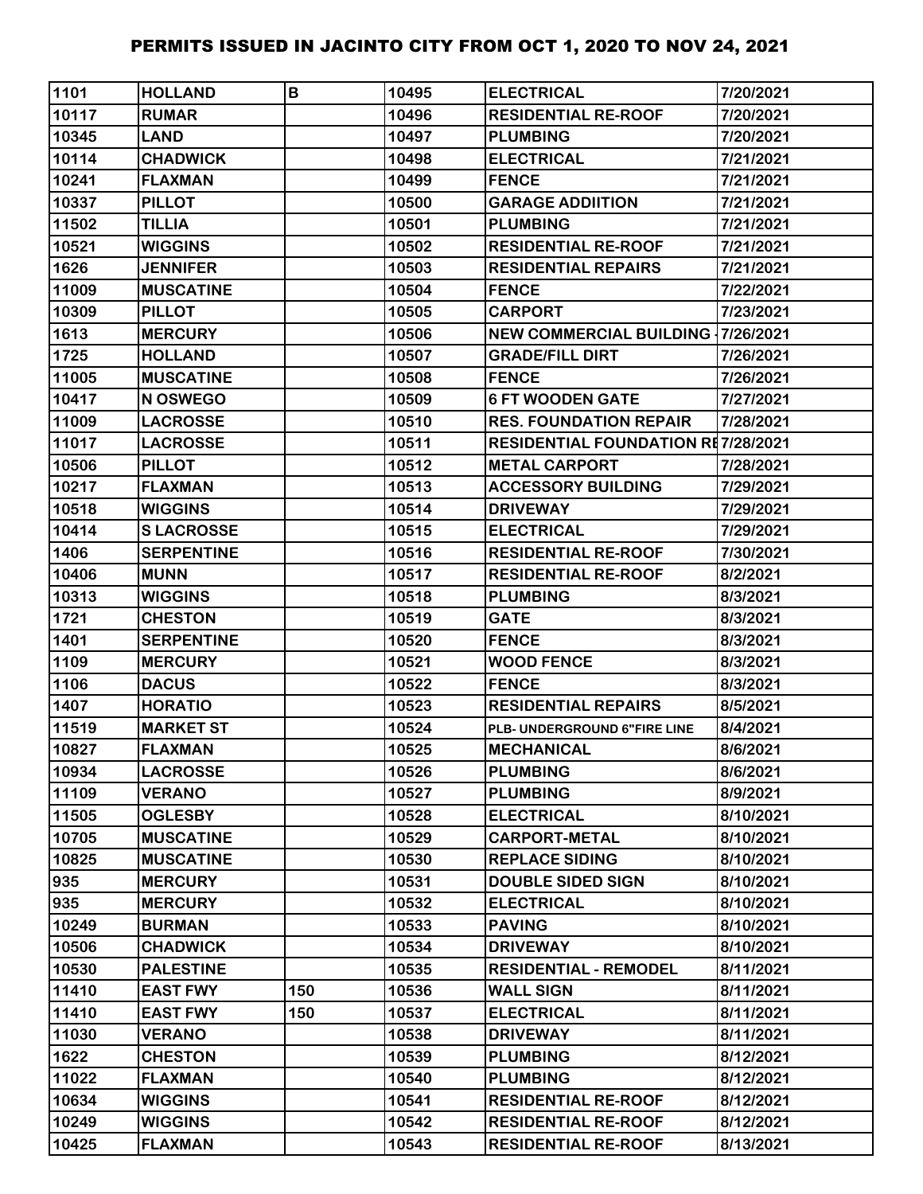# PERMITS ISSUED IN JACINTO CITY FROM OCT 1, 2020 TO NOV 24, 2021

| | | | | | |
|---|---|---|---|---|---|
| 1101 | HOLLAND | B | 10495 | ELECTRICAL | 7/20/2021 |
| 10117 | RUMAR | | 10496 | RESIDENTIAL RE-ROOF | 7/20/2021 |
| 10345 | LAND | | 10497 | PLUMBING | 7/20/2021 |
| 10114 | CHADWICK | | 10498 | ELECTRICAL | 7/21/2021 |
| 10241 | FLAXMAN | | 10499 | FENCE | 7/21/2021 |
| 10337 | PILLOT | | 10500 | GARAGE ADDIITION | 7/21/2021 |
| 11502 | TILLIA | | 10501 | PLUMBING | 7/21/2021 |
| 10521 | WIGGINS | | 10502 | RESIDENTIAL RE-ROOF | 7/21/2021 |
| 1626 | JENNIFER | | 10503 | RESIDENTIAL REPAIRS | 7/21/2021 |
| 11009 | MUSCATINE | | 10504 | FENCE | 7/22/2021 |
| 10309 | PILLOT | | 10505 | CARPORT | 7/23/2021 |
| 1613 | MERCURY | | 10506 | NEW COMMERCIAL BUILDING - | 7/26/2021 |
| 1725 | HOLLAND | | 10507 | GRADE/FILL DIRT | 7/26/2021 |
| 11005 | MUSCATINE | | 10508 | FENCE | 7/26/2021 |
| 10417 | N OSWEGO | | 10509 | 6 FT WOODEN GATE | 7/27/2021 |
| 11009 | LACROSSE | | 10510 | RES. FOUNDATION REPAIR | 7/28/2021 |
| 11017 | LACROSSE | | 10511 | RESIDENTIAL FOUNDATION RE | 7/28/2021 |
| 10506 | PILLOT | | 10512 | METAL CARPORT | 7/28/2021 |
| 10217 | FLAXMAN | | 10513 | ACCESSORY BUILDING | 7/29/2021 |
| 10518 | WIGGINS | | 10514 | DRIVEWAY | 7/29/2021 |
| 10414 | S LACROSSE | | 10515 | ELECTRICAL | 7/29/2021 |
| 1406 | SERPENTINE | | 10516 | RESIDENTIAL RE-ROOF | 7/30/2021 |
| 10406 | MUNN | | 10517 | RESIDENTIAL RE-ROOF | 8/2/2021 |
| 10313 | WIGGINS | | 10518 | PLUMBING | 8/3/2021 |
| 1721 | CHESTON | | 10519 | GATE | 8/3/2021 |
| 1401 | SERPENTINE | | 10520 | FENCE | 8/3/2021 |
| 1109 | MERCURY | | 10521 | WOOD FENCE | 8/3/2021 |
| 1106 | DACUS | | 10522 | FENCE | 8/3/2021 |
| 1407 | HORATIO | | 10523 | RESIDENTIAL REPAIRS | 8/5/2021 |
| 11519 | MARKET ST | | 10524 | PLB- UNDERGROUND 6"FIRE LINE | 8/4/2021 |
| 10827 | FLAXMAN | | 10525 | MECHANICAL | 8/6/2021 |
| 10934 | LACROSSE | | 10526 | PLUMBING | 8/6/2021 |
| 11109 | VERANO | | 10527 | PLUMBING | 8/9/2021 |
| 11505 | OGLESBY | | 10528 | ELECTRICAL | 8/10/2021 |
| 10705 | MUSCATINE | | 10529 | CARPORT-METAL | 8/10/2021 |
| 10825 | MUSCATINE | | 10530 | REPLACE SIDING | 8/10/2021 |
| 935 | MERCURY | | 10531 | DOUBLE SIDED SIGN | 8/10/2021 |
| 935 | MERCURY | | 10532 | ELECTRICAL | 8/10/2021 |
| 10249 | BURMAN | | 10533 | PAVING | 8/10/2021 |
| 10506 | CHADWICK | | 10534 | DRIVEWAY | 8/10/2021 |
| 10530 | PALESTINE | | 10535 | RESIDENTIAL - REMODEL | 8/11/2021 |
| 11410 | EAST FWY | 150 | 10536 | WALL SIGN | 8/11/2021 |
| 11410 | EAST FWY | 150 | 10537 | ELECTRICAL | 8/11/2021 |
| 11030 | VERANO | | 10538 | DRIVEWAY | 8/11/2021 |
| 1622 | CHESTON | | 10539 | PLUMBING | 8/12/2021 |
| 11022 | FLAXMAN | | 10540 | PLUMBING | 8/12/2021 |
| 10634 | WIGGINS | | 10541 | RESIDENTIAL RE-ROOF | 8/12/2021 |
| 10249 | WIGGINS | | 10542 | RESIDENTIAL RE-ROOF | 8/12/2021 |
| 10425 | FLAXMAN | | 10543 | RESIDENTIAL RE-ROOF | 8/13/2021 |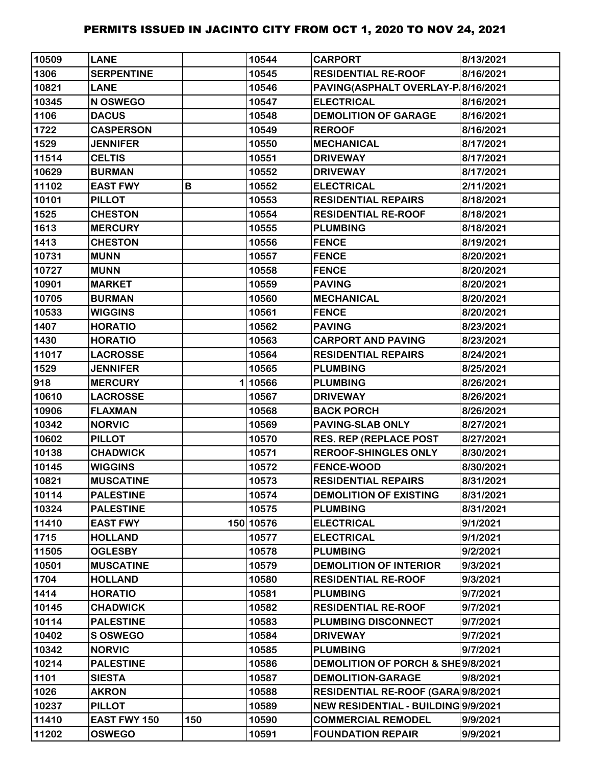# PERMITS ISSUED IN JACINTO CITY FROM OCT 1, 2020 TO NOV 24, 2021

| | | | | | |
|---|---|---|---|---|---|
| 10509 | LANE | | 10544 | CARPORT | 8/13/2021 |
| 1306 | SERPENTINE | | 10545 | RESIDENTIAL RE-ROOF | 8/16/2021 |
| 10821 | LANE | | 10546 | PAVING(ASPHALT OVERLAY-P | 8/16/2021 |
| 10345 | N OSWEGO | | 10547 | ELECTRICAL | 8/16/2021 |
| 1106 | DACUS | | 10548 | DEMOLITION OF GARAGE | 8/16/2021 |
| 1722 | CASPERSON | | 10549 | REROOF | 8/16/2021 |
| 1529 | JENNIFER | | 10550 | MECHANICAL | 8/17/2021 |
| 11514 | CELTIS | | 10551 | DRIVEWAY | 8/17/2021 |
| 10629 | BURMAN | | 10552 | DRIVEWAY | 8/17/2021 |
| 11102 | EAST FWY | B | 10552 | ELECTRICAL | 2/11/2021 |
| 10101 | PILLOT | | 10553 | RESIDENTIAL REPAIRS | 8/18/2021 |
| 1525 | CHESTON | | 10554 | RESIDENTIAL RE-ROOF | 8/18/2021 |
| 1613 | MERCURY | | 10555 | PLUMBING | 8/18/2021 |
| 1413 | CHESTON | | 10556 | FENCE | 8/19/2021 |
| 10731 | MUNN | | 10557 | FENCE | 8/20/2021 |
| 10727 | MUNN | | 10558 | FENCE | 8/20/2021 |
| 10901 | MARKET | | 10559 | PAVING | 8/20/2021 |
| 10705 | BURMAN | | 10560 | MECHANICAL | 8/20/2021 |
| 10533 | WIGGINS | | 10561 | FENCE | 8/20/2021 |
| 1407 | HORATIO | | 10562 | PAVING | 8/23/2021 |
| 1430 | HORATIO | | 10563 | CARPORT AND PAVING | 8/23/2021 |
| 11017 | LACROSSE | | 10564 | RESIDENTIAL REPAIRS | 8/24/2021 |
| 1529 | JENNIFER | | 10565 | PLUMBING | 8/25/2021 |
| 918 | MERCURY | 1 | 10566 | PLUMBING | 8/26/2021 |
| 10610 | LACROSSE | | 10567 | DRIVEWAY | 8/26/2021 |
| 10906 | FLAXMAN | | 10568 | BACK PORCH | 8/26/2021 |
| 10342 | NORVIC | | 10569 | PAVING-SLAB ONLY | 8/27/2021 |
| 10602 | PILLOT | | 10570 | RES. REP (REPLACE POST | 8/27/2021 |
| 10138 | CHADWICK | | 10571 | REROOF-SHINGLES ONLY | 8/30/2021 |
| 10145 | WIGGINS | | 10572 | FENCE-WOOD | 8/30/2021 |
| 10821 | MUSCATINE | | 10573 | RESIDENTIAL REPAIRS | 8/31/2021 |
| 10114 | PALESTINE | | 10574 | DEMOLITION OF EXISTING | 8/31/2021 |
| 10324 | PALESTINE | | 10575 | PLUMBING | 8/31/2021 |
| 11410 | EAST FWY | 150 | 10576 | ELECTRICAL | 9/1/2021 |
| 1715 | HOLLAND | | 10577 | ELECTRICAL | 9/1/2021 |
| 11505 | OGLESBY | | 10578 | PLUMBING | 9/2/2021 |
| 10501 | MUSCATINE | | 10579 | DEMOLITION OF INTERIOR | 9/3/2021 |
| 1704 | HOLLAND | | 10580 | RESIDENTIAL RE-ROOF | 9/3/2021 |
| 1414 | HORATIO | | 10581 | PLUMBING | 9/7/2021 |
| 10145 | CHADWICK | | 10582 | RESIDENTIAL RE-ROOF | 9/7/2021 |
| 10114 | PALESTINE | | 10583 | PLUMBING DISCONNECT | 9/7/2021 |
| 10402 | S OSWEGO | | 10584 | DRIVEWAY | 9/7/2021 |
| 10342 | NORVIC | | 10585 | PLUMBING | 9/7/2021 |
| 10214 | PALESTINE | | 10586 | DEMOLITION OF PORCH & SHE | 9/8/2021 |
| 1101 | SIESTA | | 10587 | DEMOLITION-GARAGE | 9/8/2021 |
| 1026 | AKRON | | 10588 | RESIDENTIAL RE-ROOF (GARA | 9/8/2021 |
| 10237 | PILLOT | | 10589 | NEW RESIDENTIAL - BUILDING | 9/9/2021 |
| 11410 | EAST FWY 150 | 150 | 10590 | COMMERCIAL REMODEL | 9/9/2021 |
| 11202 | OSWEGO | | 10591 | FOUNDATION REPAIR | 9/9/2021 |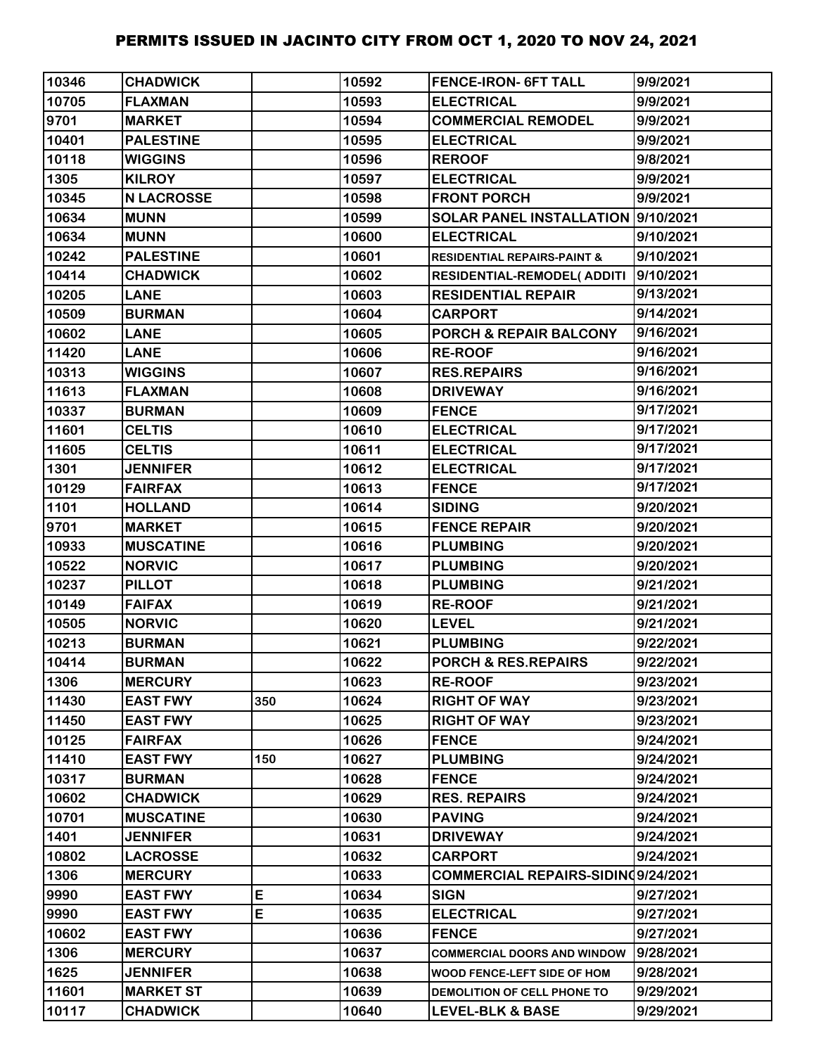# PERMITS ISSUED IN JACINTO CITY FROM OCT 1, 2020 TO NOV 24, 2021

| | | | | | |
|---|---|---|---|---|---|
| 10346 | CHADWICK | | 10592 | FENCE-IRON- 6FT TALL | 9/9/2021 |
| 10705 | FLAXMAN | | 10593 | ELECTRICAL | 9/9/2021 |
| 9701 | MARKET | | 10594 | COMMERCIAL REMODEL | 9/9/2021 |
| 10401 | PALESTINE | | 10595 | ELECTRICAL | 9/9/2021 |
| 10118 | WIGGINS | | 10596 | REROOF | 9/8/2021 |
| 1305 | KILROY | | 10597 | ELECTRICAL | 9/9/2021 |
| 10345 | N LACROSSE | | 10598 | FRONT PORCH | 9/9/2021 |
| 10634 | MUNN | | 10599 | SOLAR PANEL INSTALLATION | 9/10/2021 |
| 10634 | MUNN | | 10600 | ELECTRICAL | 9/10/2021 |
| 10242 | PALESTINE | | 10601 | RESIDENTIAL REPAIRS-PAINT & | 9/10/2021 |
| 10414 | CHADWICK | | 10602 | RESIDENTIAL-REMODEL( ADDITI | 9/10/2021 |
| 10205 | LANE | | 10603 | RESIDENTIAL REPAIR | 9/13/2021 |
| 10509 | BURMAN | | 10604 | CARPORT | 9/14/2021 |
| 10602 | LANE | | 10605 | PORCH & REPAIR BALCONY | 9/16/2021 |
| 11420 | LANE | | 10606 | RE-ROOF | 9/16/2021 |
| 10313 | WIGGINS | | 10607 | RES.REPAIRS | 9/16/2021 |
| 11613 | FLAXMAN | | 10608 | DRIVEWAY | 9/16/2021 |
| 10337 | BURMAN | | 10609 | FENCE | 9/17/2021 |
| 11601 | CELTIS | | 10610 | ELECTRICAL | 9/17/2021 |
| 11605 | CELTIS | | 10611 | ELECTRICAL | 9/17/2021 |
| 1301 | JENNIFER | | 10612 | ELECTRICAL | 9/17/2021 |
| 10129 | FAIRFAX | | 10613 | FENCE | 9/17/2021 |
| 1101 | HOLLAND | | 10614 | SIDING | 9/20/2021 |
| 9701 | MARKET | | 10615 | FENCE REPAIR | 9/20/2021 |
| 10933 | MUSCATINE | | 10616 | PLUMBING | 9/20/2021 |
| 10522 | NORVIC | | 10617 | PLUMBING | 9/20/2021 |
| 10237 | PILLOT | | 10618 | PLUMBING | 9/21/2021 |
| 10149 | FAIFAX | | 10619 | RE-ROOF | 9/21/2021 |
| 10505 | NORVIC | | 10620 | LEVEL | 9/21/2021 |
| 10213 | BURMAN | | 10621 | PLUMBING | 9/22/2021 |
| 10414 | BURMAN | | 10622 | PORCH & RES.REPAIRS | 9/22/2021 |
| 1306 | MERCURY | | 10623 | RE-ROOF | 9/23/2021 |
| 11430 | EAST FWY | 350 | 10624 | RIGHT OF WAY | 9/23/2021 |
| 11450 | EAST FWY | | 10625 | RIGHT OF WAY | 9/23/2021 |
| 10125 | FAIRFAX | | 10626 | FENCE | 9/24/2021 |
| 11410 | EAST FWY | 150 | 10627 | PLUMBING | 9/24/2021 |
| 10317 | BURMAN | | 10628 | FENCE | 9/24/2021 |
| 10602 | CHADWICK | | 10629 | RES. REPAIRS | 9/24/2021 |
| 10701 | MUSCATINE | | 10630 | PAVING | 9/24/2021 |
| 1401 | JENNIFER | | 10631 | DRIVEWAY | 9/24/2021 |
| 10802 | LACROSSE | | 10632 | CARPORT | 9/24/2021 |
| 1306 | MERCURY | | 10633 | COMMERCIAL REPAIRS-SIDING | 9/24/2021 |
| 9990 | EAST FWY | E | 10634 | SIGN | 9/27/2021 |
| 9990 | EAST FWY | E | 10635 | ELECTRICAL | 9/27/2021 |
| 10602 | EAST FWY | | 10636 | FENCE | 9/27/2021 |
| 1306 | MERCURY | | 10637 | COMMERCIAL DOORS AND WINDOW | 9/28/2021 |
| 1625 | JENNIFER | | 10638 | WOOD FENCE-LEFT SIDE OF HOM | 9/28/2021 |
| 11601 | MARKET ST | | 10639 | DEMOLITION OF CELL PHONE TO | 9/29/2021 |
| 10117 | CHADWICK | | 10640 | LEVEL-BLK & BASE | 9/29/2021 |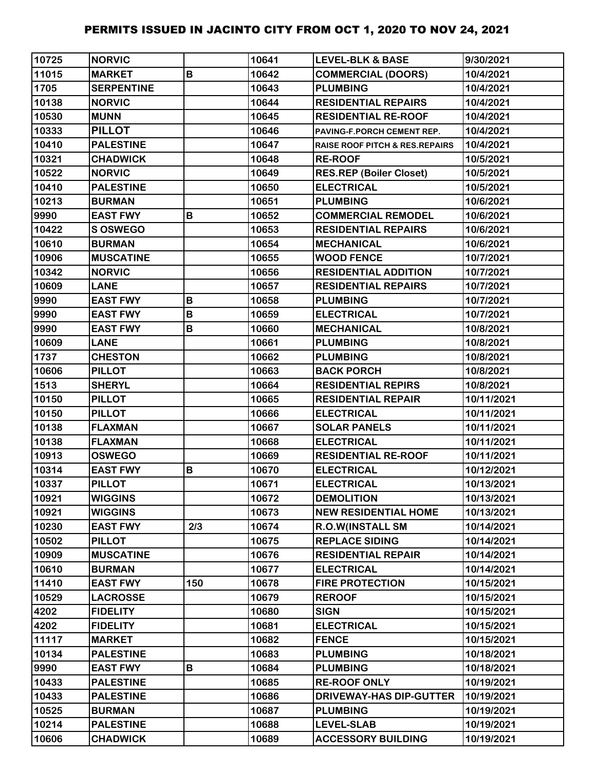# PERMITS ISSUED IN JACINTO CITY FROM OCT 1, 2020 TO NOV 24, 2021

| | | | | | |
|---|---|---|---|---|---|
| 10725 | NORVIC | | 10641 | LEVEL-BLK & BASE | 9/30/2021 |
| 11015 | MARKET | B | 10642 | COMMERCIAL (DOORS) | 10/4/2021 |
| 1705 | SERPENTINE | | 10643 | PLUMBING | 10/4/2021 |
| 10138 | NORVIC | | 10644 | RESIDENTIAL REPAIRS | 10/4/2021 |
| 10530 | MUNN | | 10645 | RESIDENTIAL RE-ROOF | 10/4/2021 |
| 10333 | PILLOT | | 10646 | PAVING-F.PORCH CEMENT REP. | 10/4/2021 |
| 10410 | PALESTINE | | 10647 | RAISE ROOF PITCH & RES.REPAIRS | 10/4/2021 |
| 10321 | CHADWICK | | 10648 | RE-ROOF | 10/5/2021 |
| 10522 | NORVIC | | 10649 | RES.REP (Boiler Closet) | 10/5/2021 |
| 10410 | PALESTINE | | 10650 | ELECTRICAL | 10/5/2021 |
| 10213 | BURMAN | | 10651 | PLUMBING | 10/6/2021 |
| 9990 | EAST FWY | B | 10652 | COMMERCIAL REMODEL | 10/6/2021 |
| 10422 | S OSWEGO | | 10653 | RESIDENTIAL REPAIRS | 10/6/2021 |
| 10610 | BURMAN | | 10654 | MECHANICAL | 10/6/2021 |
| 10906 | MUSCATINE | | 10655 | WOOD FENCE | 10/7/2021 |
| 10342 | NORVIC | | 10656 | RESIDENTIAL ADDITION | 10/7/2021 |
| 10609 | LANE | | 10657 | RESIDENTIAL REPAIRS | 10/7/2021 |
| 9990 | EAST FWY | B | 10658 | PLUMBING | 10/7/2021 |
| 9990 | EAST FWY | B | 10659 | ELECTRICAL | 10/7/2021 |
| 9990 | EAST FWY | B | 10660 | MECHANICAL | 10/8/2021 |
| 10609 | LANE | | 10661 | PLUMBING | 10/8/2021 |
| 1737 | CHESTON | | 10662 | PLUMBING | 10/8/2021 |
| 10606 | PILLOT | | 10663 | BACK PORCH | 10/8/2021 |
| 1513 | SHERYL | | 10664 | RESIDENTIAL REPIRS | 10/8/2021 |
| 10150 | PILLOT | | 10665 | RESIDENTIAL REPAIR | 10/11/2021 |
| 10150 | PILLOT | | 10666 | ELECTRICAL | 10/11/2021 |
| 10138 | FLAXMAN | | 10667 | SOLAR PANELS | 10/11/2021 |
| 10138 | FLAXMAN | | 10668 | ELECTRICAL | 10/11/2021 |
| 10913 | OSWEGO | | 10669 | RESIDENTIAL RE-ROOF | 10/11/2021 |
| 10314 | EAST FWY | B | 10670 | ELECTRICAL | 10/12/2021 |
| 10337 | PILLOT | | 10671 | ELECTRICAL | 10/13/2021 |
| 10921 | WIGGINS | | 10672 | DEMOLITION | 10/13/2021 |
| 10921 | WIGGINS | | 10673 | NEW RESIDENTIAL HOME | 10/13/2021 |
| 10230 | EAST FWY | 2/3 | 10674 | R.O.W(INSTALL SM | 10/14/2021 |
| 10502 | PILLOT | | 10675 | REPLACE SIDING | 10/14/2021 |
| 10909 | MUSCATINE | | 10676 | RESIDENTIAL REPAIR | 10/14/2021 |
| 10610 | BURMAN | | 10677 | ELECTRICAL | 10/14/2021 |
| 11410 | EAST FWY | 150 | 10678 | FIRE PROTECTION | 10/15/2021 |
| 10529 | LACROSSE | | 10679 | REROOF | 10/15/2021 |
| 4202 | FIDELITY | | 10680 | SIGN | 10/15/2021 |
| 4202 | FIDELITY | | 10681 | ELECTRICAL | 10/15/2021 |
| 11117 | MARKET | | 10682 | FENCE | 10/15/2021 |
| 10134 | PALESTINE | | 10683 | PLUMBING | 10/18/2021 |
| 9990 | EAST FWY | B | 10684 | PLUMBING | 10/18/2021 |
| 10433 | PALESTINE | | 10685 | RE-ROOF ONLY | 10/19/2021 |
| 10433 | PALESTINE | | 10686 | DRIVEWAY-HAS DIP-GUTTER | 10/19/2021 |
| 10525 | BURMAN | | 10687 | PLUMBING | 10/19/2021 |
| 10214 | PALESTINE | | 10688 | LEVEL-SLAB | 10/19/2021 |
| 10606 | CHADWICK | | 10689 | ACCESSORY BUILDING | 10/19/2021 |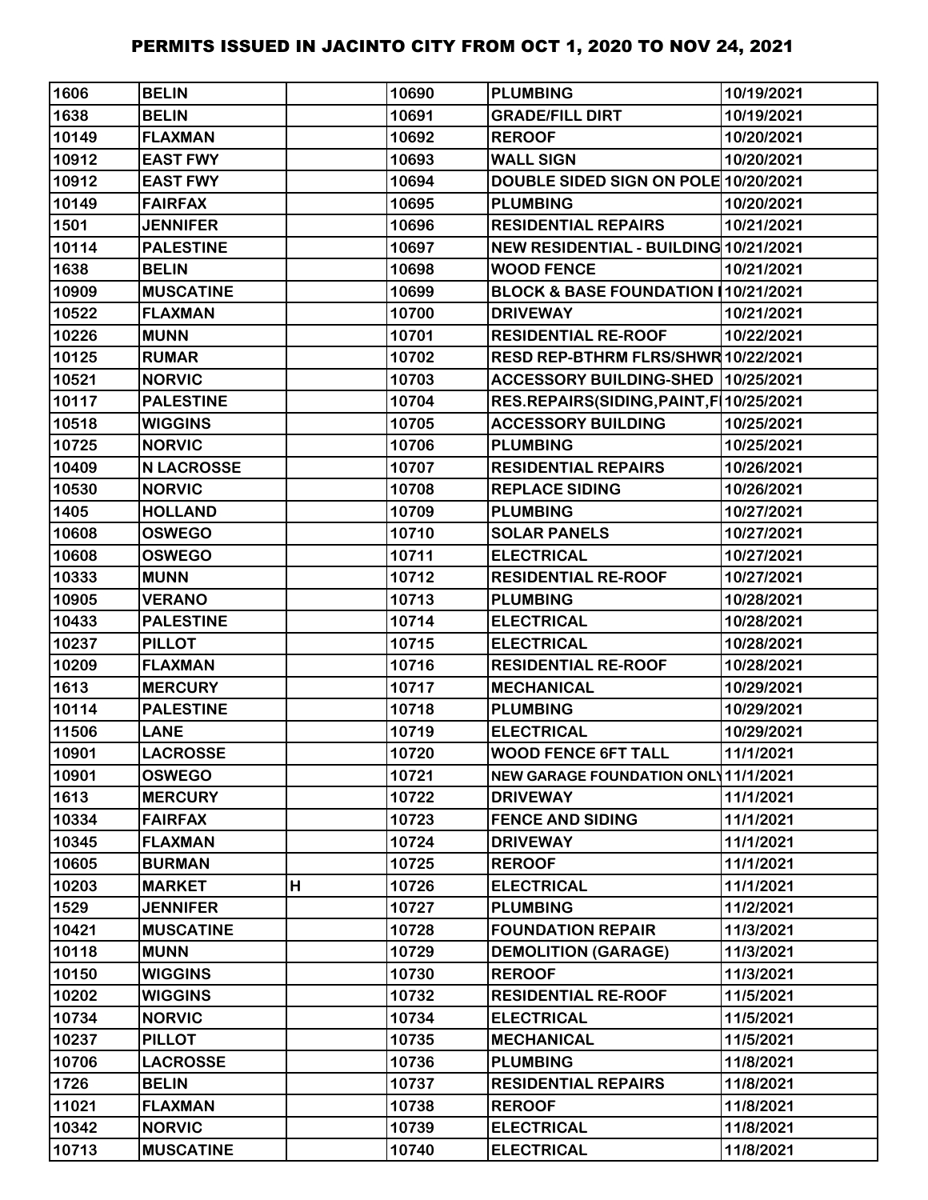# PERMITS ISSUED IN JACINTO CITY FROM OCT 1, 2020 TO NOV 24, 2021

| | | | | | |
|---|---|---|---|---|---|
| 1606 | BELIN | | 10690 | PLUMBING | 10/19/2021 |
| 1638 | BELIN | | 10691 | GRADE/FILL DIRT | 10/19/2021 |
| 10149 | FLAXMAN | | 10692 | REROOF | 10/20/2021 |
| 10912 | EAST FWY | | 10693 | WALL SIGN | 10/20/2021 |
| 10912 | EAST FWY | | 10694 | DOUBLE SIDED SIGN ON POLE | 10/20/2021 |
| 10149 | FAIRFAX | | 10695 | PLUMBING | 10/20/2021 |
| 1501 | JENNIFER | | 10696 | RESIDENTIAL REPAIRS | 10/21/2021 |
| 10114 | PALESTINE | | 10697 | NEW RESIDENTIAL - BUILDING | 10/21/2021 |
| 1638 | BELIN | | 10698 | WOOD FENCE | 10/21/2021 |
| 10909 | MUSCATINE | | 10699 | BLOCK & BASE FOUNDATION I | 10/21/2021 |
| 10522 | FLAXMAN | | 10700 | DRIVEWAY | 10/21/2021 |
| 10226 | MUNN | | 10701 | RESIDENTIAL RE-ROOF | 10/22/2021 |
| 10125 | RUMAR | | 10702 | RESD REP-BTHRM FLRS/SHWR | 10/22/2021 |
| 10521 | NORVIC | | 10703 | ACCESSORY BUILDING-SHED | 10/25/2021 |
| 10117 | PALESTINE | | 10704 | RES.REPAIRS(SIDING,PAINT,F | 10/25/2021 |
| 10518 | WIGGINS | | 10705 | ACCESSORY BUILDING | 10/25/2021 |
| 10725 | NORVIC | | 10706 | PLUMBING | 10/25/2021 |
| 10409 | N LACROSSE | | 10707 | RESIDENTIAL REPAIRS | 10/26/2021 |
| 10530 | NORVIC | | 10708 | REPLACE SIDING | 10/26/2021 |
| 1405 | HOLLAND | | 10709 | PLUMBING | 10/27/2021 |
| 10608 | OSWEGO | | 10710 | SOLAR PANELS | 10/27/2021 |
| 10608 | OSWEGO | | 10711 | ELECTRICAL | 10/27/2021 |
| 10333 | MUNN | | 10712 | RESIDENTIAL RE-ROOF | 10/27/2021 |
| 10905 | VERANO | | 10713 | PLUMBING | 10/28/2021 |
| 10433 | PALESTINE | | 10714 | ELECTRICAL | 10/28/2021 |
| 10237 | PILLOT | | 10715 | ELECTRICAL | 10/28/2021 |
| 10209 | FLAXMAN | | 10716 | RESIDENTIAL RE-ROOF | 10/28/2021 |
| 1613 | MERCURY | | 10717 | MECHANICAL | 10/29/2021 |
| 10114 | PALESTINE | | 10718 | PLUMBING | 10/29/2021 |
| 11506 | LANE | | 10719 | ELECTRICAL | 10/29/2021 |
| 10901 | LACROSSE | | 10720 | WOOD FENCE 6FT TALL | 11/1/2021 |
| 10901 | OSWEGO | | 10721 | NEW GARAGE FOUNDATION ONLY | 11/1/2021 |
| 1613 | MERCURY | | 10722 | DRIVEWAY | 11/1/2021 |
| 10334 | FAIRFAX | | 10723 | FENCE AND SIDING | 11/1/2021 |
| 10345 | FLAXMAN | | 10724 | DRIVEWAY | 11/1/2021 |
| 10605 | BURMAN | | 10725 | REROOF | 11/1/2021 |
| 10203 | MARKET | H | 10726 | ELECTRICAL | 11/1/2021 |
| 1529 | JENNIFER | | 10727 | PLUMBING | 11/2/2021 |
| 10421 | MUSCATINE | | 10728 | FOUNDATION REPAIR | 11/3/2021 |
| 10118 | MUNN | | 10729 | DEMOLITION (GARAGE) | 11/3/2021 |
| 10150 | WIGGINS | | 10730 | REROOF | 11/3/2021 |
| 10202 | WIGGINS | | 10732 | RESIDENTIAL RE-ROOF | 11/5/2021 |
| 10734 | NORVIC | | 10734 | ELECTRICAL | 11/5/2021 |
| 10237 | PILLOT | | 10735 | MECHANICAL | 11/5/2021 |
| 10706 | LACROSSE | | 10736 | PLUMBING | 11/8/2021 |
| 1726 | BELIN | | 10737 | RESIDENTIAL REPAIRS | 11/8/2021 |
| 11021 | FLAXMAN | | 10738 | REROOF | 11/8/2021 |
| 10342 | NORVIC | | 10739 | ELECTRICAL | 11/8/2021 |
| 10713 | MUSCATINE | | 10740 | ELECTRICAL | 11/8/2021 |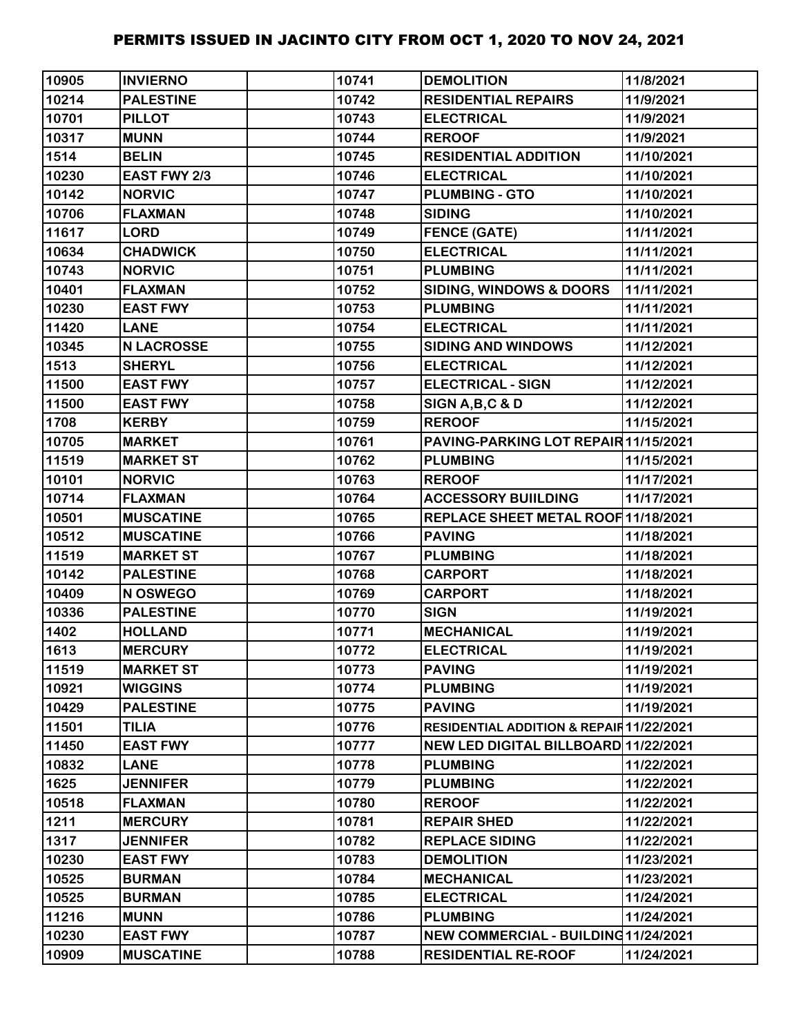# PERMITS ISSUED IN JACINTO CITY FROM OCT 1, 2020 TO NOV 24, 2021

| | | | | | |
|---|---|---|---|---|---|
| 10905 | INVIERNO | | 10741 | DEMOLITION | 11/8/2021 |
| 10214 | PALESTINE | | 10742 | RESIDENTIAL REPAIRS | 11/9/2021 |
| 10701 | PILLOT | | 10743 | ELECTRICAL | 11/9/2021 |
| 10317 | MUNN | | 10744 | REROOF | 11/9/2021 |
| 1514 | BELIN | | 10745 | RESIDENTIAL ADDITION | 11/10/2021 |
| 10230 | EAST FWY 2/3 | | 10746 | ELECTRICAL | 11/10/2021 |
| 10142 | NORVIC | | 10747 | PLUMBING - GTO | 11/10/2021 |
| 10706 | FLAXMAN | | 10748 | SIDING | 11/10/2021 |
| 11617 | LORD | | 10749 | FENCE (GATE) | 11/11/2021 |
| 10634 | CHADWICK | | 10750 | ELECTRICAL | 11/11/2021 |
| 10743 | NORVIC | | 10751 | PLUMBING | 11/11/2021 |
| 10401 | FLAXMAN | | 10752 | SIDING, WINDOWS & DOORS | 11/11/2021 |
| 10230 | EAST FWY | | 10753 | PLUMBING | 11/11/2021 |
| 11420 | LANE | | 10754 | ELECTRICAL | 11/11/2021 |
| 10345 | N LACROSSE | | 10755 | SIDING AND WINDOWS | 11/12/2021 |
| 1513 | SHERYL | | 10756 | ELECTRICAL | 11/12/2021 |
| 11500 | EAST FWY | | 10757 | ELECTRICAL - SIGN | 11/12/2021 |
| 11500 | EAST FWY | | 10758 | SIGN A,B,C & D | 11/12/2021 |
| 1708 | KERBY | | 10759 | REROOF | 11/15/2021 |
| 10705 | MARKET | | 10761 | PAVING-PARKING LOT REPAIR | 11/15/2021 |
| 11519 | MARKET ST | | 10762 | PLUMBING | 11/15/2021 |
| 10101 | NORVIC | | 10763 | REROOF | 11/17/2021 |
| 10714 | FLAXMAN | | 10764 | ACCESSORY BUIILDING | 11/17/2021 |
| 10501 | MUSCATINE | | 10765 | REPLACE SHEET METAL ROOF | 11/18/2021 |
| 10512 | MUSCATINE | | 10766 | PAVING | 11/18/2021 |
| 11519 | MARKET ST | | 10767 | PLUMBING | 11/18/2021 |
| 10142 | PALESTINE | | 10768 | CARPORT | 11/18/2021 |
| 10409 | N OSWEGO | | 10769 | CARPORT | 11/18/2021 |
| 10336 | PALESTINE | | 10770 | SIGN | 11/19/2021 |
| 1402 | HOLLAND | | 10771 | MECHANICAL | 11/19/2021 |
| 1613 | MERCURY | | 10772 | ELECTRICAL | 11/19/2021 |
| 11519 | MARKET ST | | 10773 | PAVING | 11/19/2021 |
| 10921 | WIGGINS | | 10774 | PLUMBING | 11/19/2021 |
| 10429 | PALESTINE | | 10775 | PAVING | 11/19/2021 |
| 11501 | TILIA | | 10776 | RESIDENTIAL ADDITION & REPAIR | 11/22/2021 |
| 11450 | EAST FWY | | 10777 | NEW LED DIGITAL BILLBOARD | 11/22/2021 |
| 10832 | LANE | | 10778 | PLUMBING | 11/22/2021 |
| 1625 | JENNIFER | | 10779 | PLUMBING | 11/22/2021 |
| 10518 | FLAXMAN | | 10780 | REROOF | 11/22/2021 |
| 1211 | MERCURY | | 10781 | REPAIR SHED | 11/22/2021 |
| 1317 | JENNIFER | | 10782 | REPLACE SIDING | 11/22/2021 |
| 10230 | EAST FWY | | 10783 | DEMOLITION | 11/23/2021 |
| 10525 | BURMAN | | 10784 | MECHANICAL | 11/23/2021 |
| 10525 | BURMAN | | 10785 | ELECTRICAL | 11/24/2021 |
| 11216 | MUNN | | 10786 | PLUMBING | 11/24/2021 |
| 10230 | EAST FWY | | 10787 | NEW COMMERCIAL - BUILDING | 11/24/2021 |
| 10909 | MUSCATINE | | 10788 | RESIDENTIAL RE-ROOF | 11/24/2021 |